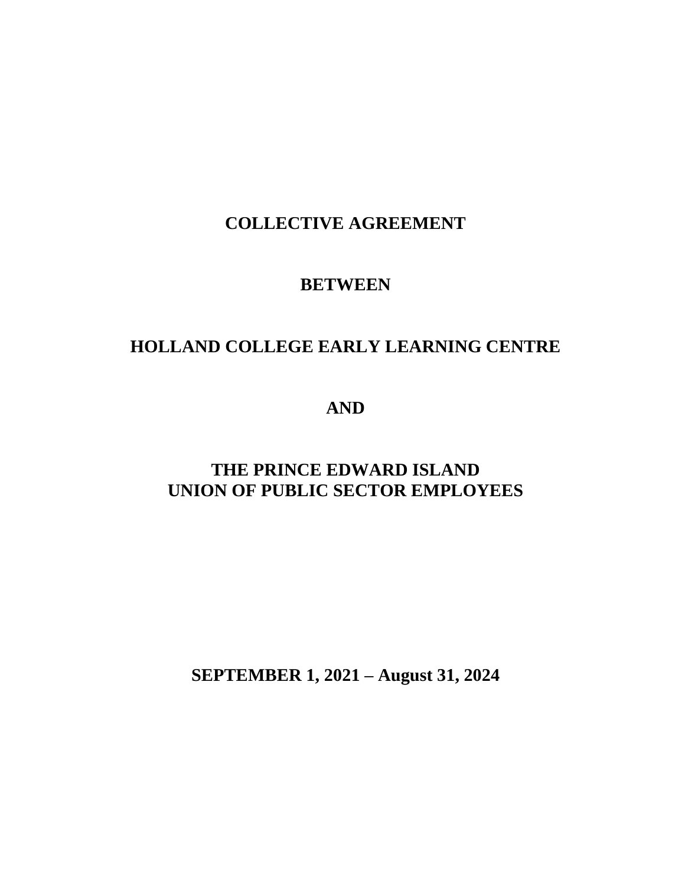# COLLECTIVE AGREEMENT

## BETWEEN

## HOLLAND COLLEGE EARLY LEARNING CENTRE

## AND

## THE PRINCE EDWARD ISLAND UNION OF PUBLIC SECTOR EMPLOYEES

**SEPTEMBER 1, 2021 – August 31, 2024**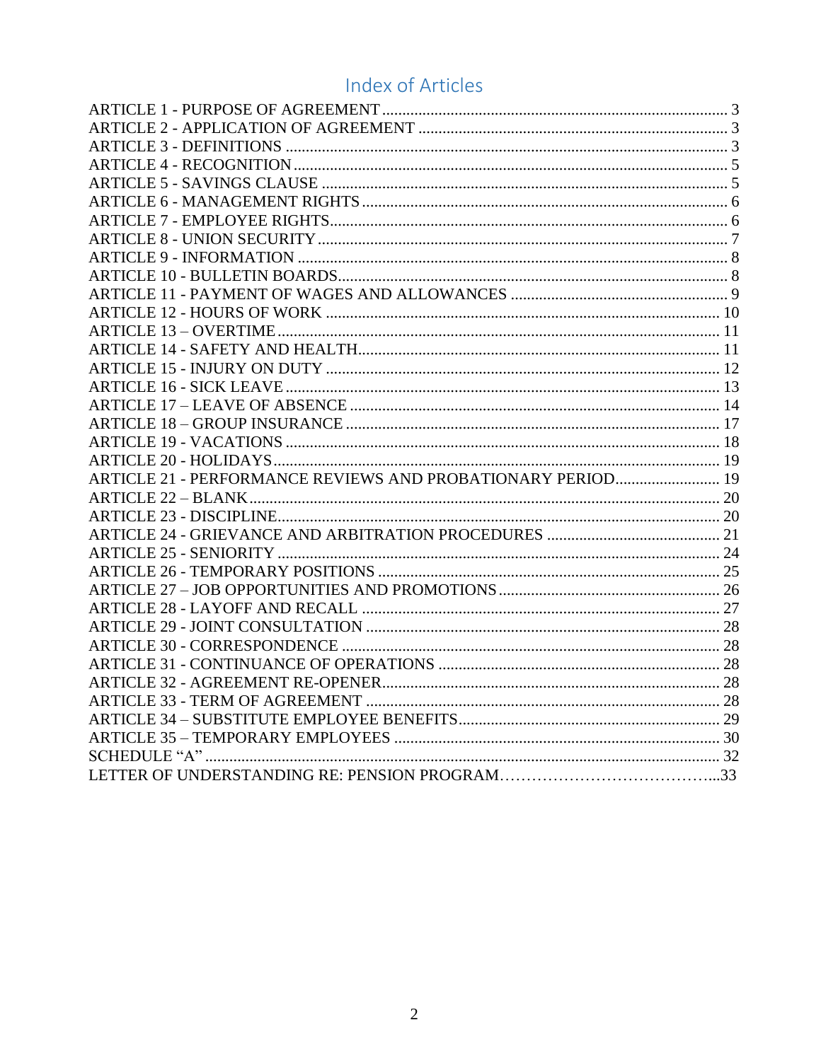# Index of Articles

ARTICLE 1 - PURPOSE OF AGREEMENT .................................................................................... 3
ARTICLE 2 - APPLICATION OF AGREEMENT ........................................................................... 3
ARTICLE 3 - DEFINITIONS ............................................................................................................ 3
ARTICLE 4 - RECOGNITION ........................................................................................................... 5
ARTICLE 5 - SAVINGS CLAUSE .................................................................................................... 5
ARTICLE 6 - MANAGEMENT RIGHTS .......................................................................................... 6
ARTICLE 7 - EMPLOYEE RIGHTS .................................................................................................. 6
ARTICLE 8 - UNION SECURITY ..................................................................................................... 7
ARTICLE 9 - INFORMATION ......................................................................................................... 8
ARTICLE 10 - BULLETIN BOARDS ................................................................................................ 8
ARTICLE 11 - PAYMENT OF WAGES AND ALLOWANCES ...................................................... 9
ARTICLE 12 - HOURS OF WORK ................................................................................................. 10
ARTICLE 13 – OVERTIME ............................................................................................................. 11
ARTICLE 14 - SAFETY AND HEALTH ......................................................................................... 11
ARTICLE 15 - INJURY ON DUTY ................................................................................................. 12
ARTICLE 16 - SICK LEAVE ........................................................................................................... 13
ARTICLE 17 – LEAVE OF ABSENCE ........................................................................................... 14
ARTICLE 18 – GROUP INSURANCE ............................................................................................ 17
ARTICLE 19 - VACATIONS ........................................................................................................... 18
ARTICLE 20 - HOLIDAYS .............................................................................................................. 19
ARTICLE 21 - PERFORMANCE REVIEWS AND PROBATIONARY PERIOD.......................... 19
ARTICLE 22 – BLANK .................................................................................................................... 20
ARTICLE 23 - DISCIPLINE ............................................................................................................. 20
ARTICLE 24 - GRIEVANCE AND ARBITRATION PROCEDURES ........................................... 21
ARTICLE 25 - SENIORITY ............................................................................................................. 24
ARTICLE 26 - TEMPORARY POSITIONS .................................................................................... 25
ARTICLE 27 – JOB OPPORTUNITIES AND PROMOTIONS ....................................................... 26
ARTICLE 28 - LAYOFF AND RECALL ........................................................................................ 27
ARTICLE 29 - JOINT CONSULTATION ....................................................................................... 28
ARTICLE 30 - CORRESPONDENCE ............................................................................................. 28
ARTICLE 31 - CONTINUANCE OF OPERATIONS ..................................................................... 28
ARTICLE 32 - AGREEMENT RE-OPENER ................................................................................... 28
ARTICLE 33 - TERM OF AGREEMENT ....................................................................................... 28
ARTICLE 34 – SUBSTITUTE EMPLOYEE BENEFITS ................................................................. 29
ARTICLE 35 – TEMPORARY EMPLOYEES ................................................................................. 30
SCHEDULE "A" ............................................................................................................................... 32
LETTER OF UNDERSTANDING RE: PENSION PROGRAM……………………………………...33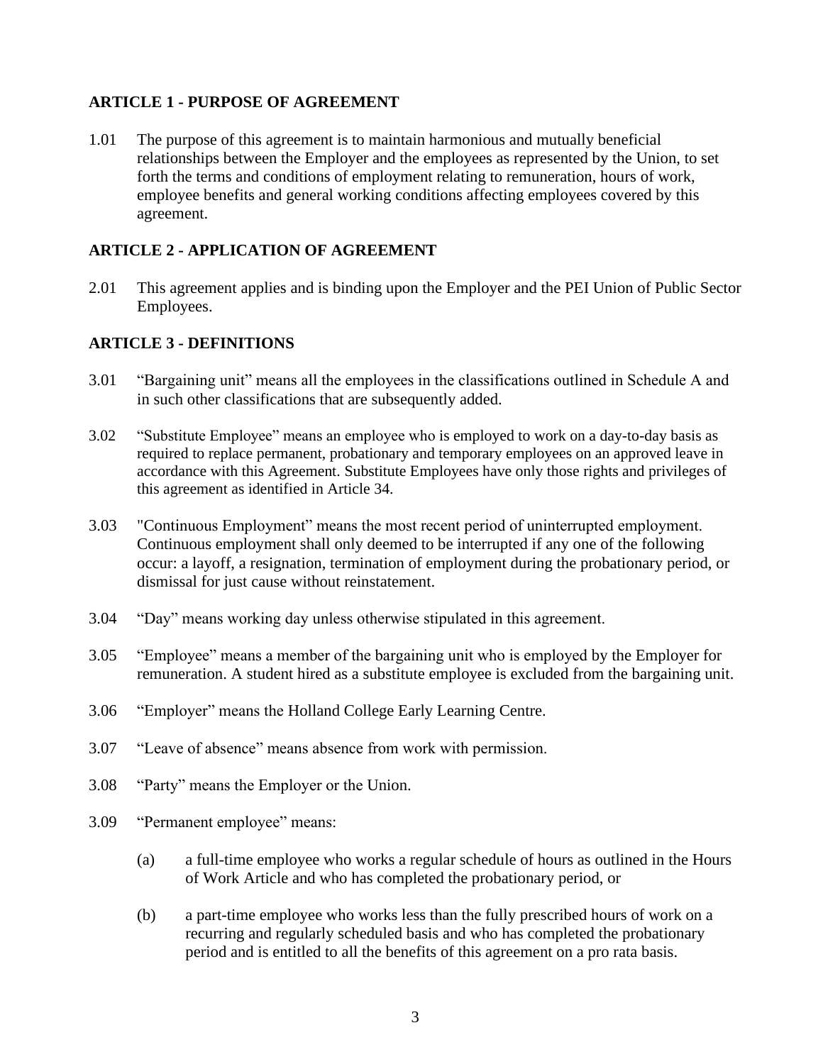## ARTICLE 1 - PURPOSE OF AGREEMENT

1.01 The purpose of this agreement is to maintain harmonious and mutually beneficial relationships between the Employer and the employees as represented by the Union, to set forth the terms and conditions of employment relating to remuneration, hours of work, employee benefits and general working conditions affecting employees covered by this agreement.

## ARTICLE 2 - APPLICATION OF AGREEMENT

2.01 This agreement applies and is binding upon the Employer and the PEI Union of Public Sector Employees.

## ARTICLE 3 - DEFINITIONS

3.01 "Bargaining unit" means all the employees in the classifications outlined in Schedule A and in such other classifications that are subsequently added.

3.02 "Substitute Employee" means an employee who is employed to work on a day-to-day basis as required to replace permanent, probationary and temporary employees on an approved leave in accordance with this Agreement. Substitute Employees have only those rights and privileges of this agreement as identified in Article 34.

3.03 "Continuous Employment" means the most recent period of uninterrupted employment. Continuous employment shall only deemed to be interrupted if any one of the following occur: a layoff, a resignation, termination of employment during the probationary period, or dismissal for just cause without reinstatement.

3.04 "Day" means working day unless otherwise stipulated in this agreement.

3.05 "Employee" means a member of the bargaining unit who is employed by the Employer for remuneration. A student hired as a substitute employee is excluded from the bargaining unit.

3.06 "Employer" means the Holland College Early Learning Centre.

3.07 "Leave of absence" means absence from work with permission.

3.08 "Party" means the Employer or the Union.

3.09 "Permanent employee" means:

(a) a full-time employee who works a regular schedule of hours as outlined in the Hours of Work Article and who has completed the probationary period, or

(b) a part-time employee who works less than the fully prescribed hours of work on a recurring and regularly scheduled basis and who has completed the probationary period and is entitled to all the benefits of this agreement on a pro rata basis.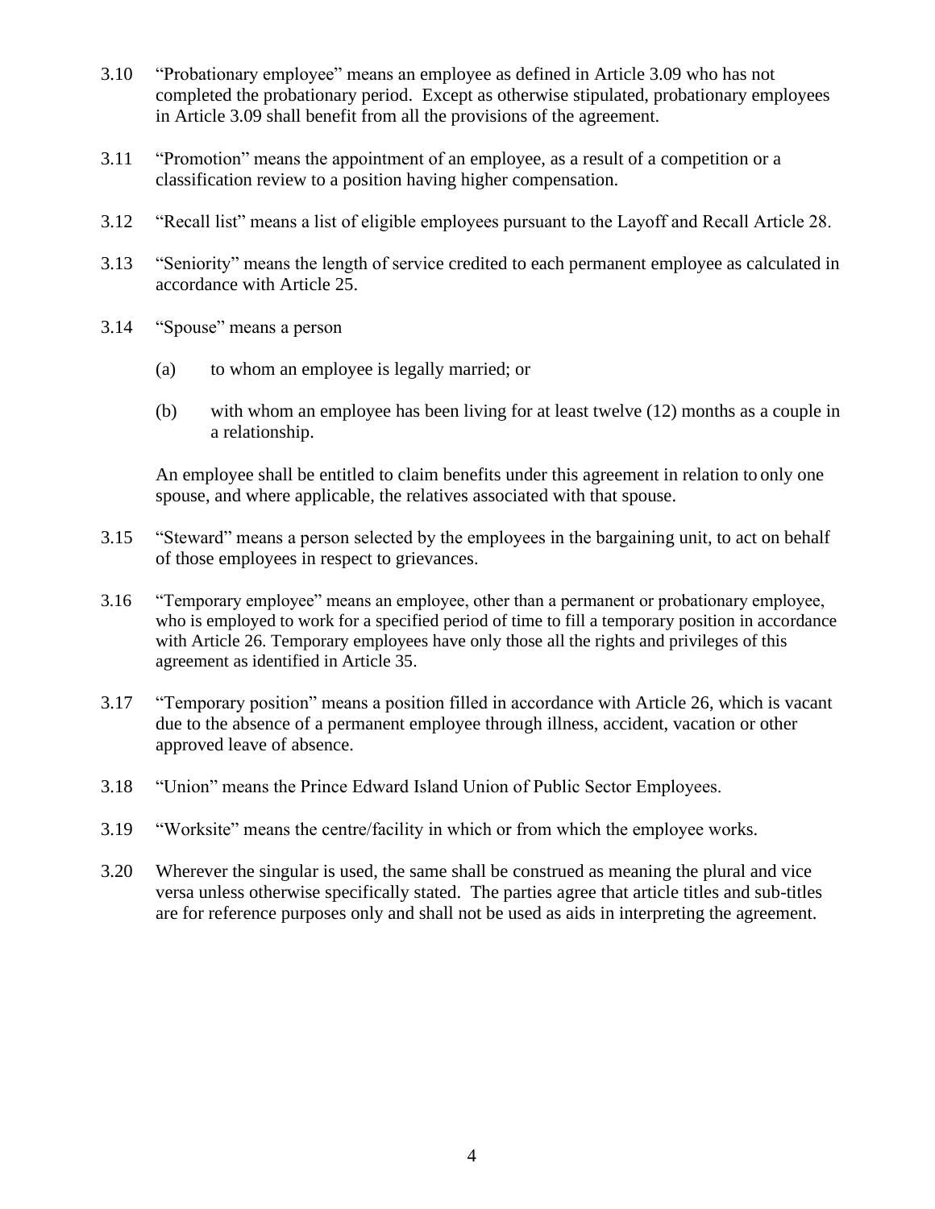3.10 "Probationary employee" means an employee as defined in Article 3.09 who has not completed the probationary period. Except as otherwise stipulated, probationary employees in Article 3.09 shall benefit from all the provisions of the agreement.

3.11 "Promotion" means the appointment of an employee, as a result of a competition or a classification review to a position having higher compensation.

3.12 "Recall list" means a list of eligible employees pursuant to the Layoff and Recall Article 28.

3.13 "Seniority" means the length of service credited to each permanent employee as calculated in accordance with Article 25.

3.14 "Spouse" means a person

(a) to whom an employee is legally married; or

(b) with whom an employee has been living for at least twelve (12) months as a couple in a relationship.

An employee shall be entitled to claim benefits under this agreement in relation to only one spouse, and where applicable, the relatives associated with that spouse.

3.15 "Steward" means a person selected by the employees in the bargaining unit, to act on behalf of those employees in respect to grievances.

3.16 "Temporary employee" means an employee, other than a permanent or probationary employee, who is employed to work for a specified period of time to fill a temporary position in accordance with Article 26. Temporary employees have only those all the rights and privileges of this agreement as identified in Article 35.

3.17 "Temporary position" means a position filled in accordance with Article 26, which is vacant due to the absence of a permanent employee through illness, accident, vacation or other approved leave of absence.

3.18 "Union" means the Prince Edward Island Union of Public Sector Employees.

3.19 "Worksite" means the centre/facility in which or from which the employee works.

3.20 Wherever the singular is used, the same shall be construed as meaning the plural and vice versa unless otherwise specifically stated. The parties agree that article titles and sub-titles are for reference purposes only and shall not be used as aids in interpreting the agreement.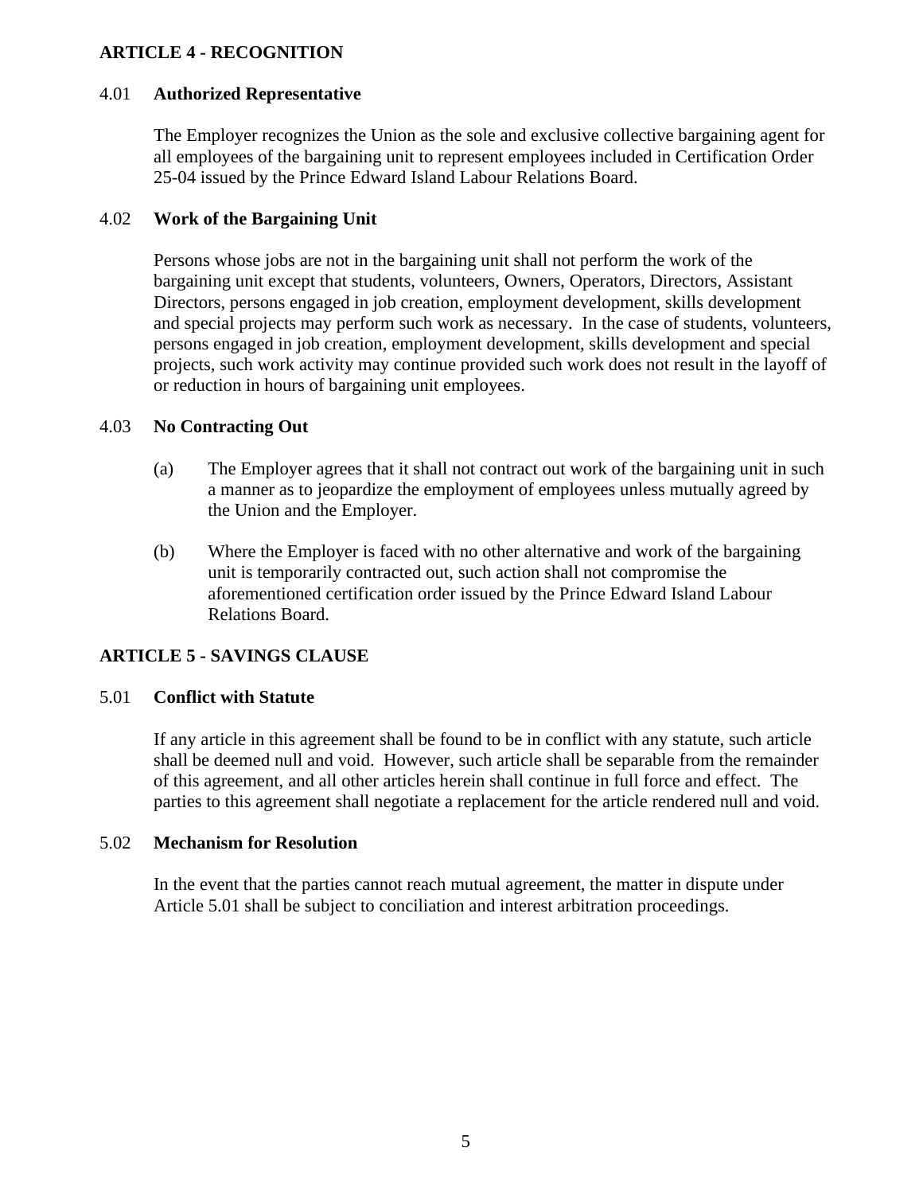## ARTICLE 4 - RECOGNITION

### 4.01 Authorized Representative

The Employer recognizes the Union as the sole and exclusive collective bargaining agent for all employees of the bargaining unit to represent employees included in Certification Order 25-04 issued by the Prince Edward Island Labour Relations Board.

### 4.02 Work of the Bargaining Unit

Persons whose jobs are not in the bargaining unit shall not perform the work of the bargaining unit except that students, volunteers, Owners, Operators, Directors, Assistant Directors, persons engaged in job creation, employment development, skills development and special projects may perform such work as necessary. In the case of students, volunteers, persons engaged in job creation, employment development, skills development and special projects, such work activity may continue provided such work does not result in the layoff of or reduction in hours of bargaining unit employees.

### 4.03 No Contracting Out

(a) The Employer agrees that it shall not contract out work of the bargaining unit in such a manner as to jeopardize the employment of employees unless mutually agreed by the Union and the Employer.

(b) Where the Employer is faced with no other alternative and work of the bargaining unit is temporarily contracted out, such action shall not compromise the aforementioned certification order issued by the Prince Edward Island Labour Relations Board.

## ARTICLE 5 - SAVINGS CLAUSE

### 5.01 Conflict with Statute

If any article in this agreement shall be found to be in conflict with any statute, such article shall be deemed null and void. However, such article shall be separable from the remainder of this agreement, and all other articles herein shall continue in full force and effect. The parties to this agreement shall negotiate a replacement for the article rendered null and void.

### 5.02 Mechanism for Resolution

In the event that the parties cannot reach mutual agreement, the matter in dispute under Article 5.01 shall be subject to conciliation and interest arbitration proceedings.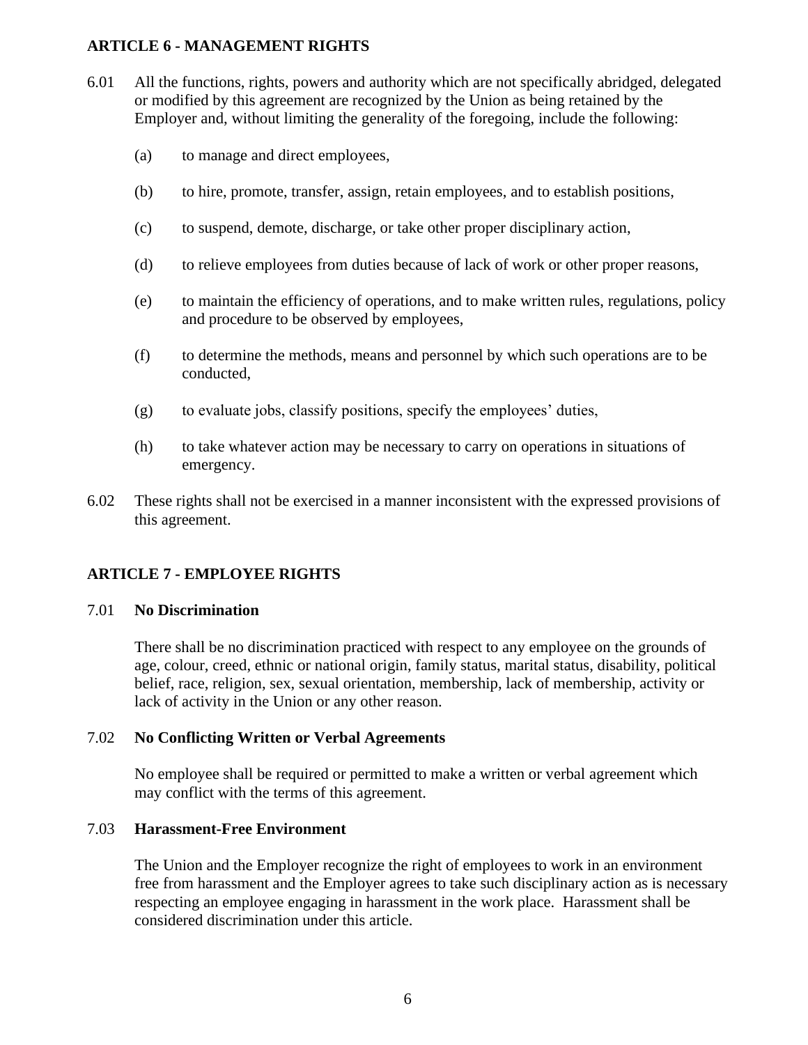## ARTICLE 6 - MANAGEMENT RIGHTS

6.01 All the functions, rights, powers and authority which are not specifically abridged, delegated or modified by this agreement are recognized by the Union as being retained by the Employer and, without limiting the generality of the foregoing, include the following:

(a) to manage and direct employees,

(b) to hire, promote, transfer, assign, retain employees, and to establish positions,

(c) to suspend, demote, discharge, or take other proper disciplinary action,

(d) to relieve employees from duties because of lack of work or other proper reasons,

(e) to maintain the efficiency of operations, and to make written rules, regulations, policy and procedure to be observed by employees,

(f) to determine the methods, means and personnel by which such operations are to be conducted,

(g) to evaluate jobs, classify positions, specify the employees' duties,

(h) to take whatever action may be necessary to carry on operations in situations of emergency.

6.02 These rights shall not be exercised in a manner inconsistent with the expressed provisions of this agreement.

## ARTICLE 7 - EMPLOYEE RIGHTS

7.01 **No Discrimination**

There shall be no discrimination practiced with respect to any employee on the grounds of age, colour, creed, ethnic or national origin, family status, marital status, disability, political belief, race, religion, sex, sexual orientation, membership, lack of membership, activity or lack of activity in the Union or any other reason.

7.02 **No Conflicting Written or Verbal Agreements**

No employee shall be required or permitted to make a written or verbal agreement which may conflict with the terms of this agreement.

7.03 **Harassment-Free Environment**

The Union and the Employer recognize the right of employees to work in an environment free from harassment and the Employer agrees to take such disciplinary action as is necessary respecting an employee engaging in harassment in the work place. Harassment shall be considered discrimination under this article.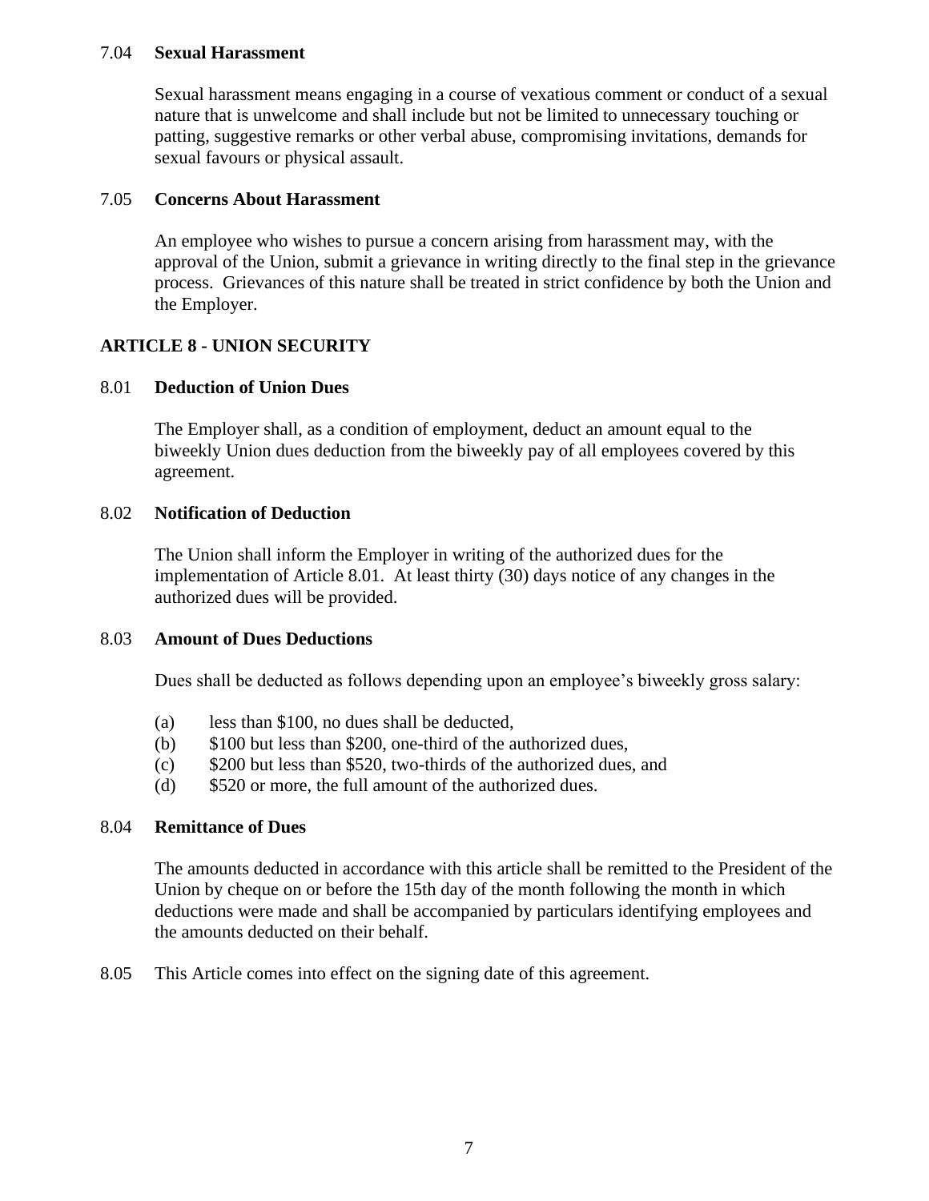7.04 **Sexual Harassment**

Sexual harassment means engaging in a course of vexatious comment or conduct of a sexual nature that is unwelcome and shall include but not be limited to unnecessary touching or patting, suggestive remarks or other verbal abuse, compromising invitations, demands for sexual favours or physical assault.

7.05 **Concerns About Harassment**

An employee who wishes to pursue a concern arising from harassment may, with the approval of the Union, submit a grievance in writing directly to the final step in the grievance process. Grievances of this nature shall be treated in strict confidence by both the Union and the Employer.

## ARTICLE 8 - UNION SECURITY

8.01 **Deduction of Union Dues**

The Employer shall, as a condition of employment, deduct an amount equal to the biweekly Union dues deduction from the biweekly pay of all employees covered by this agreement.

8.02 **Notification of Deduction**

The Union shall inform the Employer in writing of the authorized dues for the implementation of Article 8.01. At least thirty (30) days notice of any changes in the authorized dues will be provided.

8.03 **Amount of Dues Deductions**

Dues shall be deducted as follows depending upon an employee's biweekly gross salary:

(a) less than $100, no dues shall be deducted,
(b) $100 but less than $200, one-third of the authorized dues,
(c) $200 but less than $520, two-thirds of the authorized dues, and
(d) $520 or more, the full amount of the authorized dues.

8.04 **Remittance of Dues**

The amounts deducted in accordance with this article shall be remitted to the President of the Union by cheque on or before the 15th day of the month following the month in which deductions were made and shall be accompanied by particulars identifying employees and the amounts deducted on their behalf.

8.05 This Article comes into effect on the signing date of this agreement.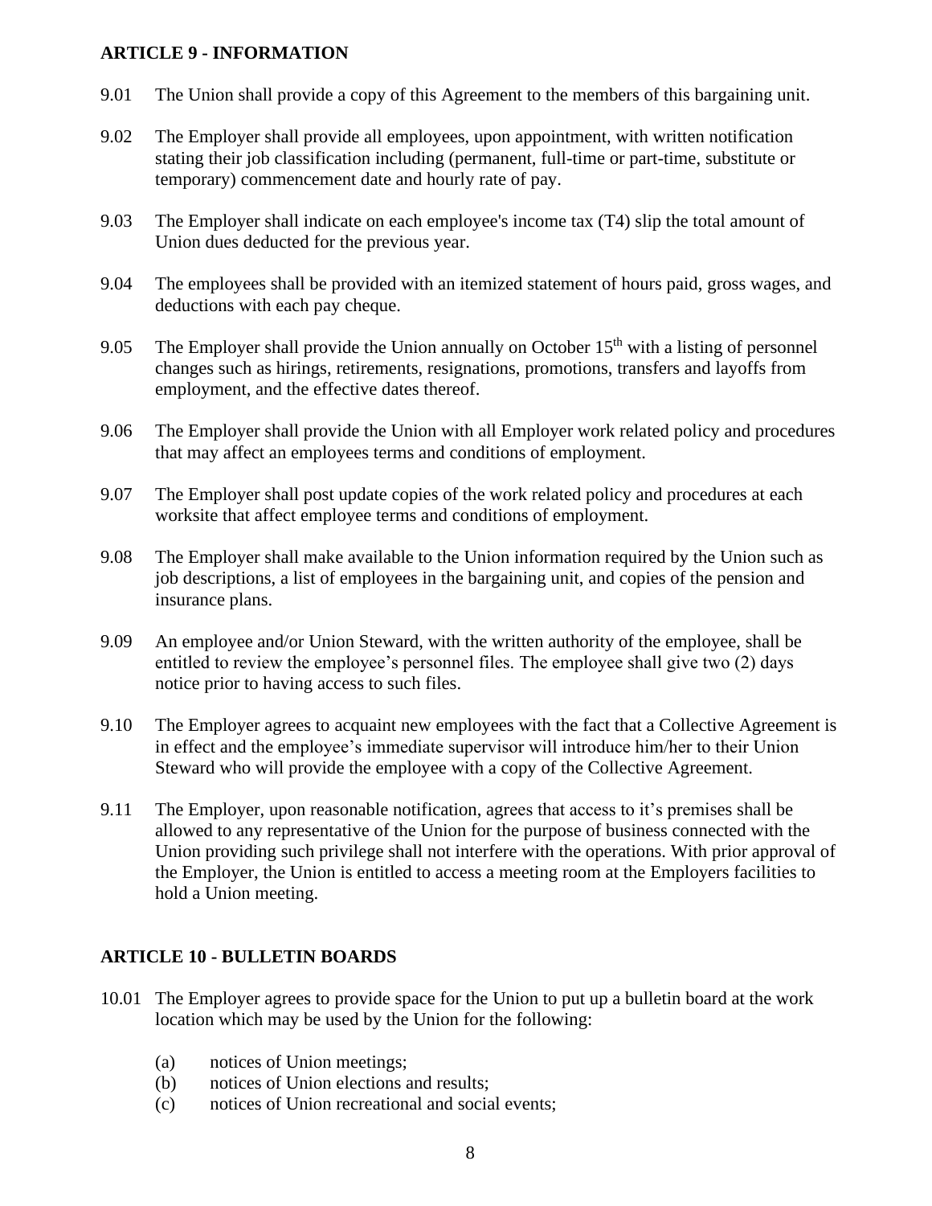## ARTICLE 9 - INFORMATION

9.01 The Union shall provide a copy of this Agreement to the members of this bargaining unit.

9.02 The Employer shall provide all employees, upon appointment, with written notification stating their job classification including (permanent, full-time or part-time, substitute or temporary) commencement date and hourly rate of pay.

9.03 The Employer shall indicate on each employee's income tax (T4) slip the total amount of Union dues deducted for the previous year.

9.04 The employees shall be provided with an itemized statement of hours paid, gross wages, and deductions with each pay cheque.

9.05 The Employer shall provide the Union annually on October 15th with a listing of personnel changes such as hirings, retirements, resignations, promotions, transfers and layoffs from employment, and the effective dates thereof.

9.06 The Employer shall provide the Union with all Employer work related policy and procedures that may affect an employees terms and conditions of employment.

9.07 The Employer shall post update copies of the work related policy and procedures at each worksite that affect employee terms and conditions of employment.

9.08 The Employer shall make available to the Union information required by the Union such as job descriptions, a list of employees in the bargaining unit, and copies of the pension and insurance plans.

9.09 An employee and/or Union Steward, with the written authority of the employee, shall be entitled to review the employee's personnel files. The employee shall give two (2) days notice prior to having access to such files.

9.10 The Employer agrees to acquaint new employees with the fact that a Collective Agreement is in effect and the employee's immediate supervisor will introduce him/her to their Union Steward who will provide the employee with a copy of the Collective Agreement.

9.11 The Employer, upon reasonable notification, agrees that access to it's premises shall be allowed to any representative of the Union for the purpose of business connected with the Union providing such privilege shall not interfere with the operations. With prior approval of the Employer, the Union is entitled to access a meeting room at the Employers facilities to hold a Union meeting.

## ARTICLE 10 - BULLETIN BOARDS

10.01 The Employer agrees to provide space for the Union to put up a bulletin board at the work location which may be used by the Union for the following:

(a) notices of Union meetings;
(b) notices of Union elections and results;
(c) notices of Union recreational and social events;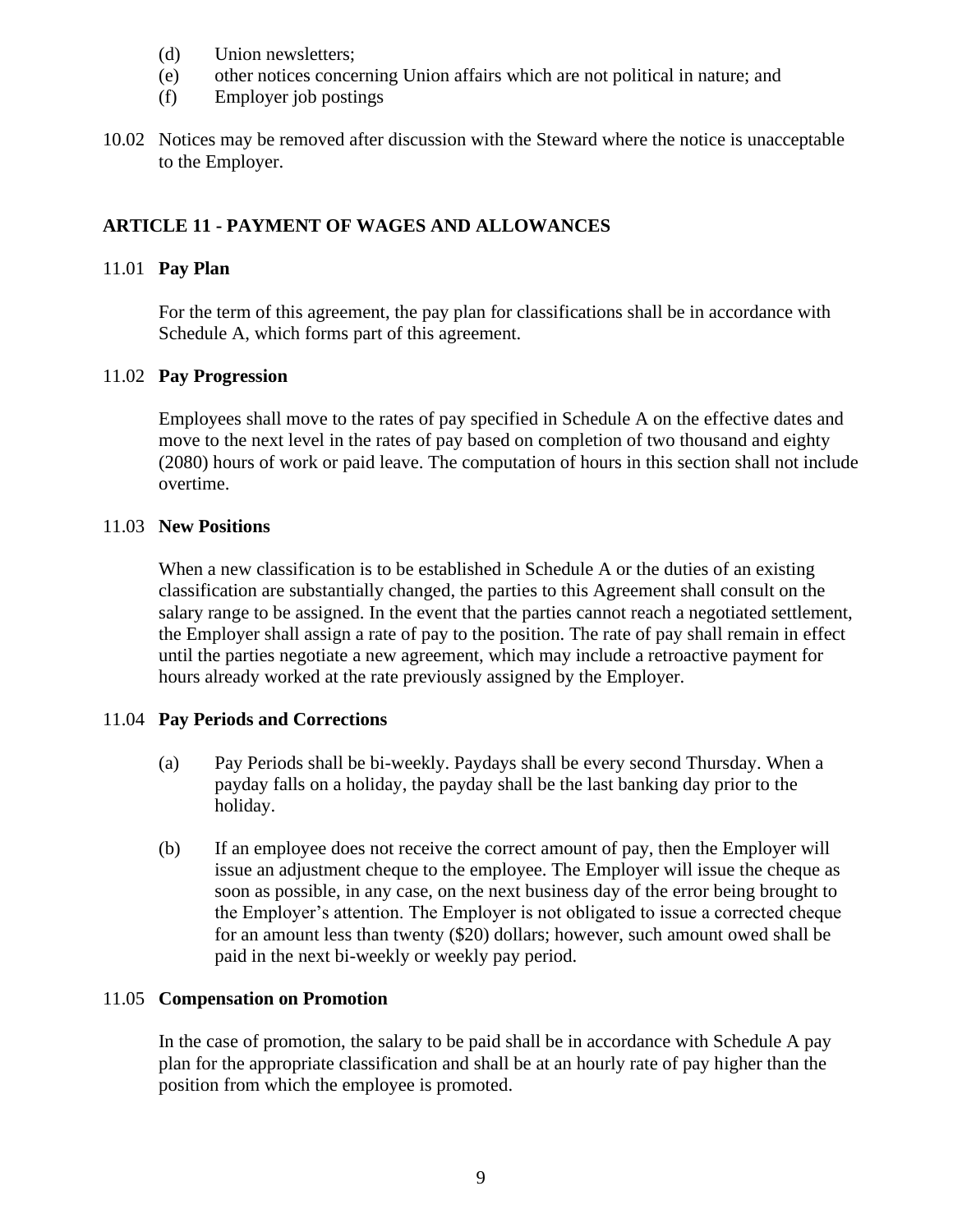(d) Union newsletters;
(e) other notices concerning Union affairs which are not political in nature; and
(f) Employer job postings

10.02 Notices may be removed after discussion with the Steward where the notice is unacceptable to the Employer.

## ARTICLE 11 - PAYMENT OF WAGES AND ALLOWANCES

11.01 **Pay Plan**

For the term of this agreement, the pay plan for classifications shall be in accordance with Schedule A, which forms part of this agreement.

11.02 **Pay Progression**

Employees shall move to the rates of pay specified in Schedule A on the effective dates and move to the next level in the rates of pay based on completion of two thousand and eighty (2080) hours of work or paid leave. The computation of hours in this section shall not include overtime.

11.03 **New Positions**

When a new classification is to be established in Schedule A or the duties of an existing classification are substantially changed, the parties to this Agreement shall consult on the salary range to be assigned. In the event that the parties cannot reach a negotiated settlement, the Employer shall assign a rate of pay to the position. The rate of pay shall remain in effect until the parties negotiate a new agreement, which may include a retroactive payment for hours already worked at the rate previously assigned by the Employer.

11.04 **Pay Periods and Corrections**

(a) Pay Periods shall be bi-weekly. Paydays shall be every second Thursday. When a payday falls on a holiday, the payday shall be the last banking day prior to the holiday.

(b) If an employee does not receive the correct amount of pay, then the Employer will issue an adjustment cheque to the employee. The Employer will issue the cheque as soon as possible, in any case, on the next business day of the error being brought to the Employer's attention. The Employer is not obligated to issue a corrected cheque for an amount less than twenty ($20) dollars; however, such amount owed shall be paid in the next bi-weekly or weekly pay period.

11.05 **Compensation on Promotion**

In the case of promotion, the salary to be paid shall be in accordance with Schedule A pay plan for the appropriate classification and shall be at an hourly rate of pay higher than the position from which the employee is promoted.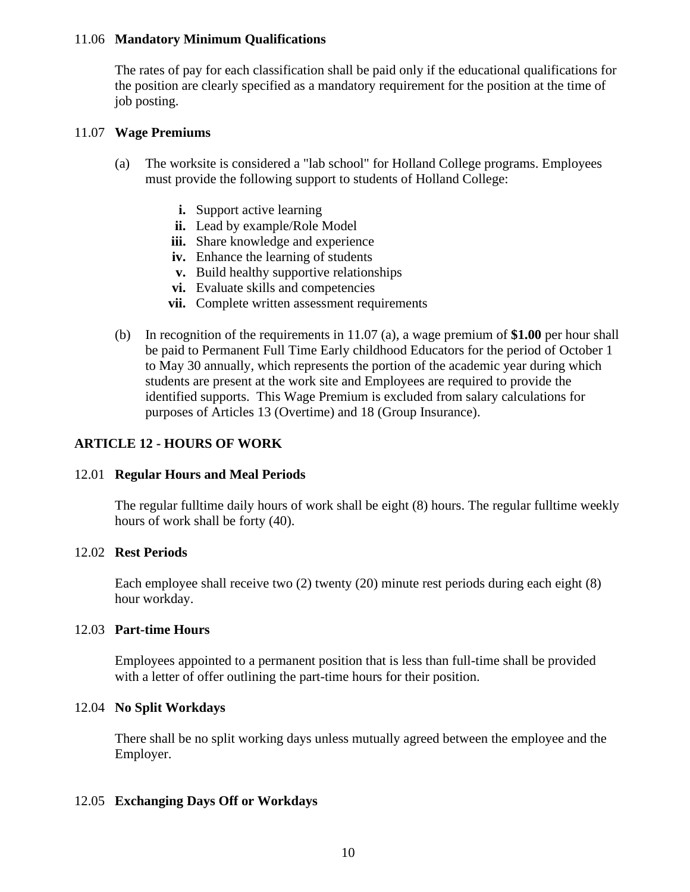11.06 **Mandatory Minimum Qualifications**

The rates of pay for each classification shall be paid only if the educational qualifications for the position are clearly specified as a mandatory requirement for the position at the time of job posting.

11.07 **Wage Premiums**

(a) The worksite is considered a "lab school" for Holland College programs. Employees must provide the following support to students of Holland College:

- **i.** Support active learning
- **ii.** Lead by example/Role Model
- **iii.** Share knowledge and experience
- **iv.** Enhance the learning of students
- **v.** Build healthy supportive relationships
- **vi.** Evaluate skills and competencies
- **vii.** Complete written assessment requirements

(b) In recognition of the requirements in 11.07 (a), a wage premium of **$1.00** per hour shall be paid to Permanent Full Time Early childhood Educators for the period of October 1 to May 30 annually, which represents the portion of the academic year during which students are present at the work site and Employees are required to provide the identified supports. This Wage Premium is excluded from salary calculations for purposes of Articles 13 (Overtime) and 18 (Group Insurance).

## ARTICLE 12 - HOURS OF WORK

12.01 **Regular Hours and Meal Periods**

The regular fulltime daily hours of work shall be eight (8) hours. The regular fulltime weekly hours of work shall be forty (40).

12.02 **Rest Periods**

Each employee shall receive two (2) twenty (20) minute rest periods during each eight (8) hour workday.

12.03 **Part-time Hours**

Employees appointed to a permanent position that is less than full-time shall be provided with a letter of offer outlining the part-time hours for their position.

12.04 **No Split Workdays**

There shall be no split working days unless mutually agreed between the employee and the Employer.

12.05 **Exchanging Days Off or Workdays**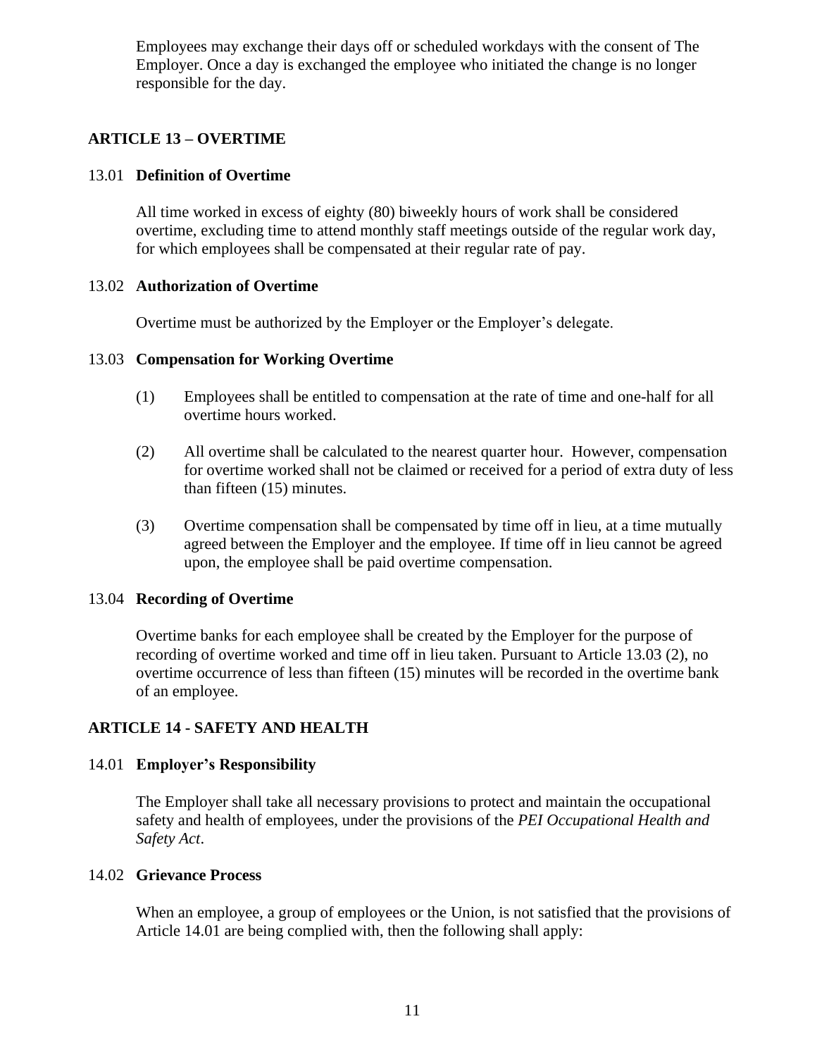Employees may exchange their days off or scheduled workdays with the consent of The Employer. Once a day is exchanged the employee who initiated the change is no longer responsible for the day.

## ARTICLE 13 – OVERTIME

### 13.01 Definition of Overtime

All time worked in excess of eighty (80) biweekly hours of work shall be considered overtime, excluding time to attend monthly staff meetings outside of the regular work day, for which employees shall be compensated at their regular rate of pay.

### 13.02 Authorization of Overtime

Overtime must be authorized by the Employer or the Employer's delegate.

### 13.03 Compensation for Working Overtime

(1) Employees shall be entitled to compensation at the rate of time and one-half for all overtime hours worked.

(2) All overtime shall be calculated to the nearest quarter hour. However, compensation for overtime worked shall not be claimed or received for a period of extra duty of less than fifteen (15) minutes.

(3) Overtime compensation shall be compensated by time off in lieu, at a time mutually agreed between the Employer and the employee. If time off in lieu cannot be agreed upon, the employee shall be paid overtime compensation.

### 13.04 Recording of Overtime

Overtime banks for each employee shall be created by the Employer for the purpose of recording of overtime worked and time off in lieu taken. Pursuant to Article 13.03 (2), no overtime occurrence of less than fifteen (15) minutes will be recorded in the overtime bank of an employee.

## ARTICLE 14 - SAFETY AND HEALTH

### 14.01 Employer's Responsibility

The Employer shall take all necessary provisions to protect and maintain the occupational safety and health of employees, under the provisions of the *PEI Occupational Health and Safety Act*.

### 14.02 Grievance Process

When an employee, a group of employees or the Union, is not satisfied that the provisions of Article 14.01 are being complied with, then the following shall apply: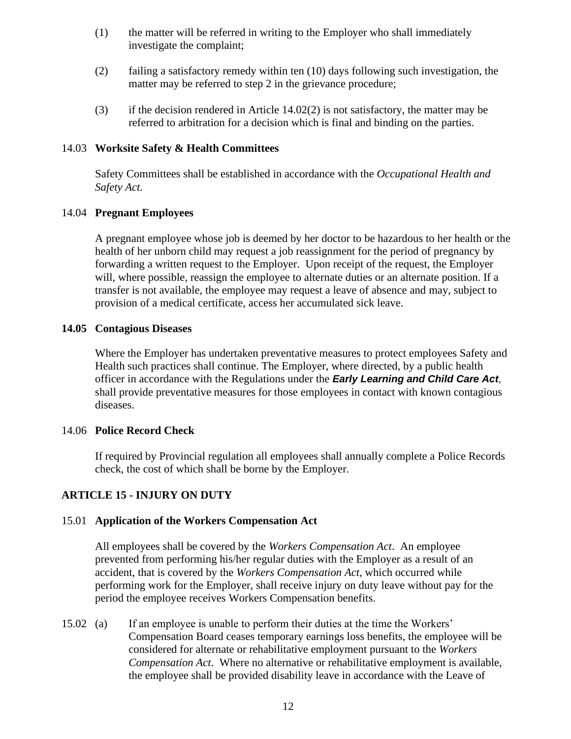(1) the matter will be referred in writing to the Employer who shall immediately investigate the complaint;

(2) failing a satisfactory remedy within ten (10) days following such investigation, the matter may be referred to step 2 in the grievance procedure;

(3) if the decision rendered in Article 14.02(2) is not satisfactory, the matter may be referred to arbitration for a decision which is final and binding on the parties.

14.03 **Worksite Safety & Health Committees**

Safety Committees shall be established in accordance with the *Occupational Health and Safety Act.*

14.04 **Pregnant Employees**

A pregnant employee whose job is deemed by her doctor to be hazardous to her health or the health of her unborn child may request a job reassignment for the period of pregnancy by forwarding a written request to the Employer. Upon receipt of the request, the Employer will, where possible, reassign the employee to alternate duties or an alternate position. If a transfer is not available, the employee may request a leave of absence and may, subject to provision of a medical certificate, access her accumulated sick leave.

**14.05 Contagious Diseases**

Where the Employer has undertaken preventative measures to protect employees Safety and Health such practices shall continue. The Employer, where directed, by a public health officer in accordance with the Regulations under the ***Early Learning and Child Care Act***, shall provide preventative measures for those employees in contact with known contagious diseases.

14.06 **Police Record Check**

If required by Provincial regulation all employees shall annually complete a Police Records check, the cost of which shall be borne by the Employer.

## ARTICLE 15 - INJURY ON DUTY

15.01 **Application of the Workers Compensation Act**

All employees shall be covered by the *Workers Compensation Act*. An employee prevented from performing his/her regular duties with the Employer as a result of an accident, that is covered by the *Workers Compensation Act*, which occurred while performing work for the Employer, shall receive injury on duty leave without pay for the period the employee receives Workers Compensation benefits.

15.02 (a) If an employee is unable to perform their duties at the time the Workers' Compensation Board ceases temporary earnings loss benefits, the employee will be considered for alternate or rehabilitative employment pursuant to the *Workers Compensation Act*. Where no alternative or rehabilitative employment is available, the employee shall be provided disability leave in accordance with the Leave of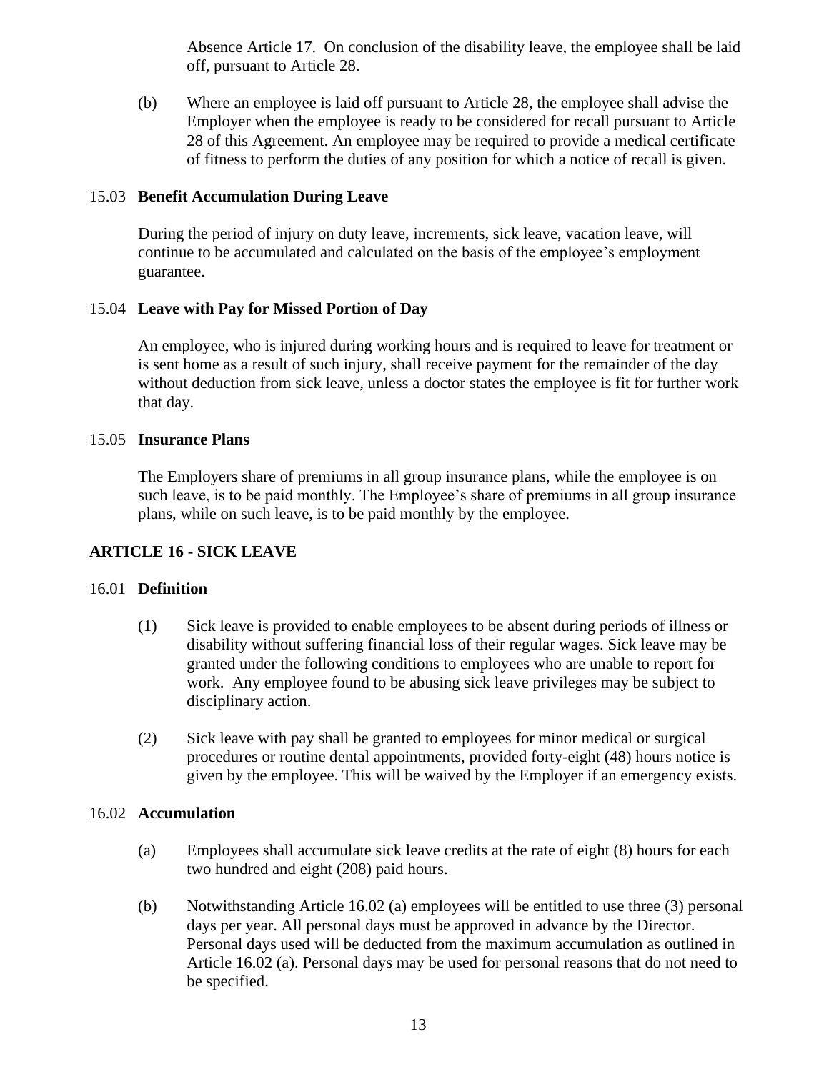Absence Article 17. On conclusion of the disability leave, the employee shall be laid off, pursuant to Article 28.

(b) Where an employee is laid off pursuant to Article 28, the employee shall advise the Employer when the employee is ready to be considered for recall pursuant to Article 28 of this Agreement. An employee may be required to provide a medical certificate of fitness to perform the duties of any position for which a notice of recall is given.

### 15.03 Benefit Accumulation During Leave

During the period of injury on duty leave, increments, sick leave, vacation leave, will continue to be accumulated and calculated on the basis of the employee's employment guarantee.

### 15.04 Leave with Pay for Missed Portion of Day

An employee, who is injured during working hours and is required to leave for treatment or is sent home as a result of such injury, shall receive payment for the remainder of the day without deduction from sick leave, unless a doctor states the employee is fit for further work that day.

### 15.05 Insurance Plans

The Employers share of premiums in all group insurance plans, while the employee is on such leave, is to be paid monthly. The Employee's share of premiums in all group insurance plans, while on such leave, is to be paid monthly by the employee.

## ARTICLE 16 - SICK LEAVE

### 16.01 Definition

(1) Sick leave is provided to enable employees to be absent during periods of illness or disability without suffering financial loss of their regular wages. Sick leave may be granted under the following conditions to employees who are unable to report for work. Any employee found to be abusing sick leave privileges may be subject to disciplinary action.

(2) Sick leave with pay shall be granted to employees for minor medical or surgical procedures or routine dental appointments, provided forty-eight (48) hours notice is given by the employee. This will be waived by the Employer if an emergency exists.

### 16.02 Accumulation

(a) Employees shall accumulate sick leave credits at the rate of eight (8) hours for each two hundred and eight (208) paid hours.

(b) Notwithstanding Article 16.02 (a) employees will be entitled to use three (3) personal days per year. All personal days must be approved in advance by the Director. Personal days used will be deducted from the maximum accumulation as outlined in Article 16.02 (a). Personal days may be used for personal reasons that do not need to be specified.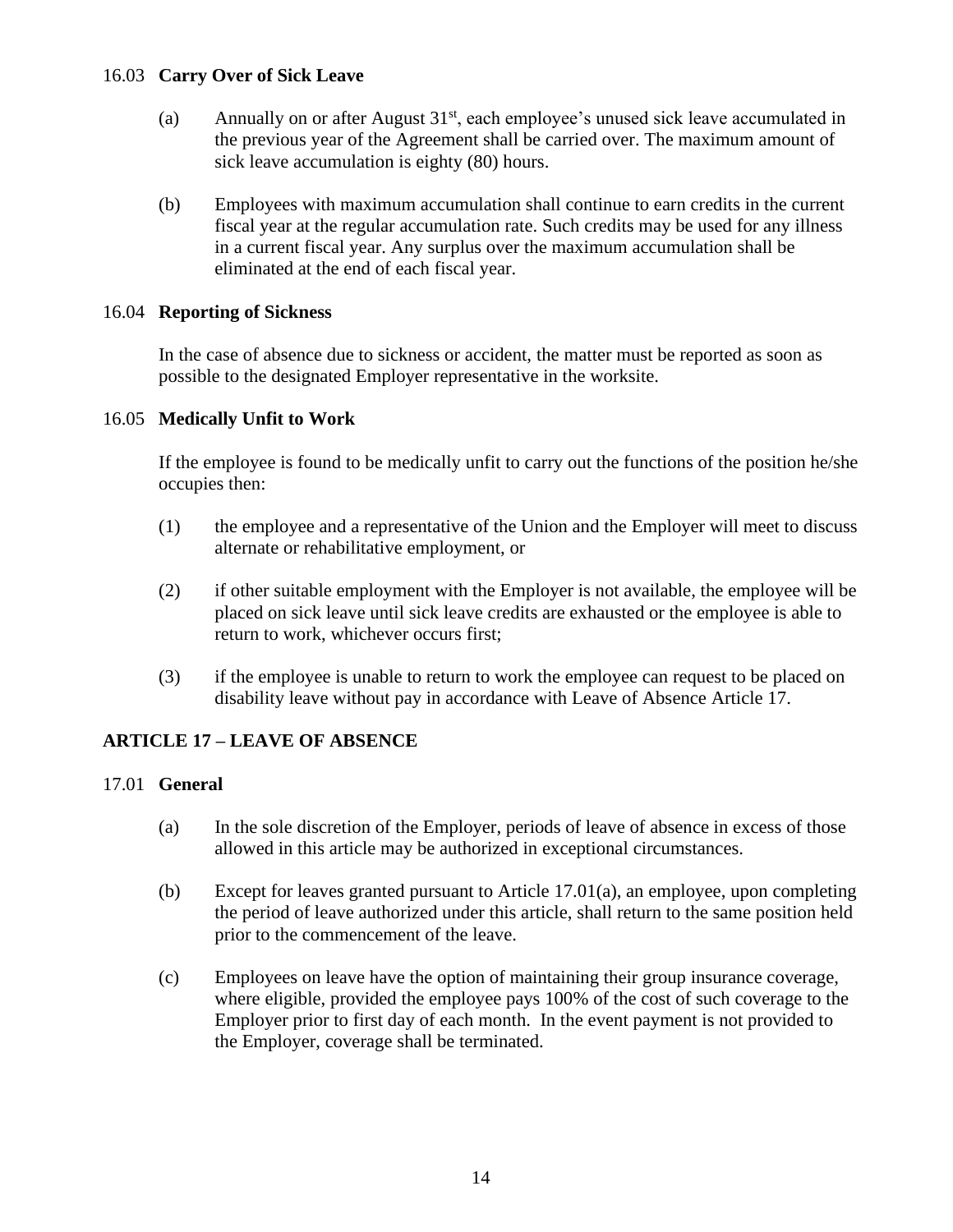### 16.03 **Carry Over of Sick Leave**

(a) Annually on or after August 31st, each employee's unused sick leave accumulated in the previous year of the Agreement shall be carried over. The maximum amount of sick leave accumulation is eighty (80) hours.

(b) Employees with maximum accumulation shall continue to earn credits in the current fiscal year at the regular accumulation rate. Such credits may be used for any illness in a current fiscal year. Any surplus over the maximum accumulation shall be eliminated at the end of each fiscal year.

### 16.04 **Reporting of Sickness**

In the case of absence due to sickness or accident, the matter must be reported as soon as possible to the designated Employer representative in the worksite.

### 16.05 **Medically Unfit to Work**

If the employee is found to be medically unfit to carry out the functions of the position he/she occupies then:

(1) the employee and a representative of the Union and the Employer will meet to discuss alternate or rehabilitative employment, or

(2) if other suitable employment with the Employer is not available, the employee will be placed on sick leave until sick leave credits are exhausted or the employee is able to return to work, whichever occurs first;

(3) if the employee is unable to return to work the employee can request to be placed on disability leave without pay in accordance with Leave of Absence Article 17.

## ARTICLE 17 – LEAVE OF ABSENCE

### 17.01 **General**

(a) In the sole discretion of the Employer, periods of leave of absence in excess of those allowed in this article may be authorized in exceptional circumstances.

(b) Except for leaves granted pursuant to Article 17.01(a), an employee, upon completing the period of leave authorized under this article, shall return to the same position held prior to the commencement of the leave.

(c) Employees on leave have the option of maintaining their group insurance coverage, where eligible, provided the employee pays 100% of the cost of such coverage to the Employer prior to first day of each month. In the event payment is not provided to the Employer, coverage shall be terminated.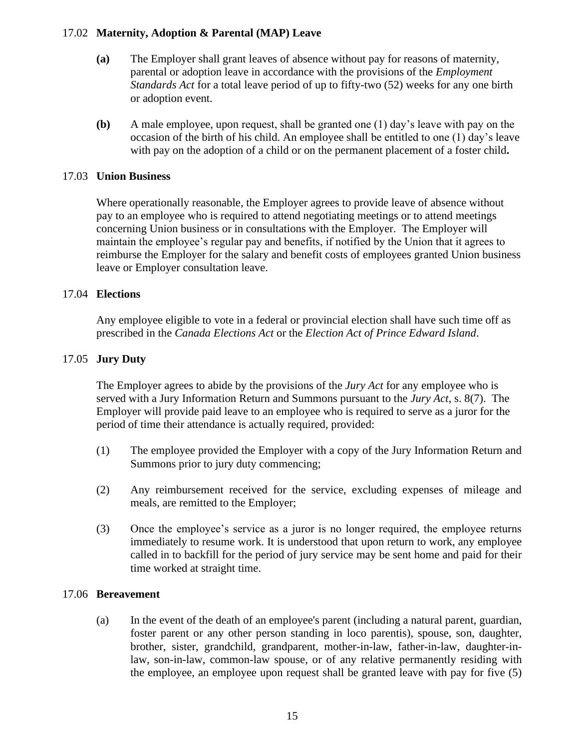### 17.02 **Maternity, Adoption & Parental (MAP) Leave**

**(a)** The Employer shall grant leaves of absence without pay for reasons of maternity, parental or adoption leave in accordance with the provisions of the *Employment Standards Act* for a total leave period of up to fifty-two (52) weeks for any one birth or adoption event.

**(b)** A male employee, upon request, shall be granted one (1) day's leave with pay on the occasion of the birth of his child. An employee shall be entitled to one (1) day's leave with pay on the adoption of a child or on the permanent placement of a foster child**.**

### 17.03 **Union Business**

Where operationally reasonable, the Employer agrees to provide leave of absence without pay to an employee who is required to attend negotiating meetings or to attend meetings concerning Union business or in consultations with the Employer. The Employer will maintain the employee's regular pay and benefits, if notified by the Union that it agrees to reimburse the Employer for the salary and benefit costs of employees granted Union business leave or Employer consultation leave.

### 17.04 **Elections**

Any employee eligible to vote in a federal or provincial election shall have such time off as prescribed in the *Canada Elections Act* or the *Election Act of Prince Edward Island*.

### 17.05 **Jury Duty**

The Employer agrees to abide by the provisions of the *Jury Act* for any employee who is served with a Jury Information Return and Summons pursuant to the *Jury Act*, s. 8(7). The Employer will provide paid leave to an employee who is required to serve as a juror for the period of time their attendance is actually required, provided:

(1) The employee provided the Employer with a copy of the Jury Information Return and Summons prior to jury duty commencing;

(2) Any reimbursement received for the service, excluding expenses of mileage and meals, are remitted to the Employer;

(3) Once the employee's service as a juror is no longer required, the employee returns immediately to resume work. It is understood that upon return to work, any employee called in to backfill for the period of jury service may be sent home and paid for their time worked at straight time.

### 17.06 **Bereavement**

(a) In the event of the death of an employee's parent (including a natural parent, guardian, foster parent or any other person standing in loco parentis), spouse, son, daughter, brother, sister, grandchild, grandparent, mother-in-law, father-in-law, daughter-in-law, son-in-law, common-law spouse, or of any relative permanently residing with the employee, an employee upon request shall be granted leave with pay for five (5)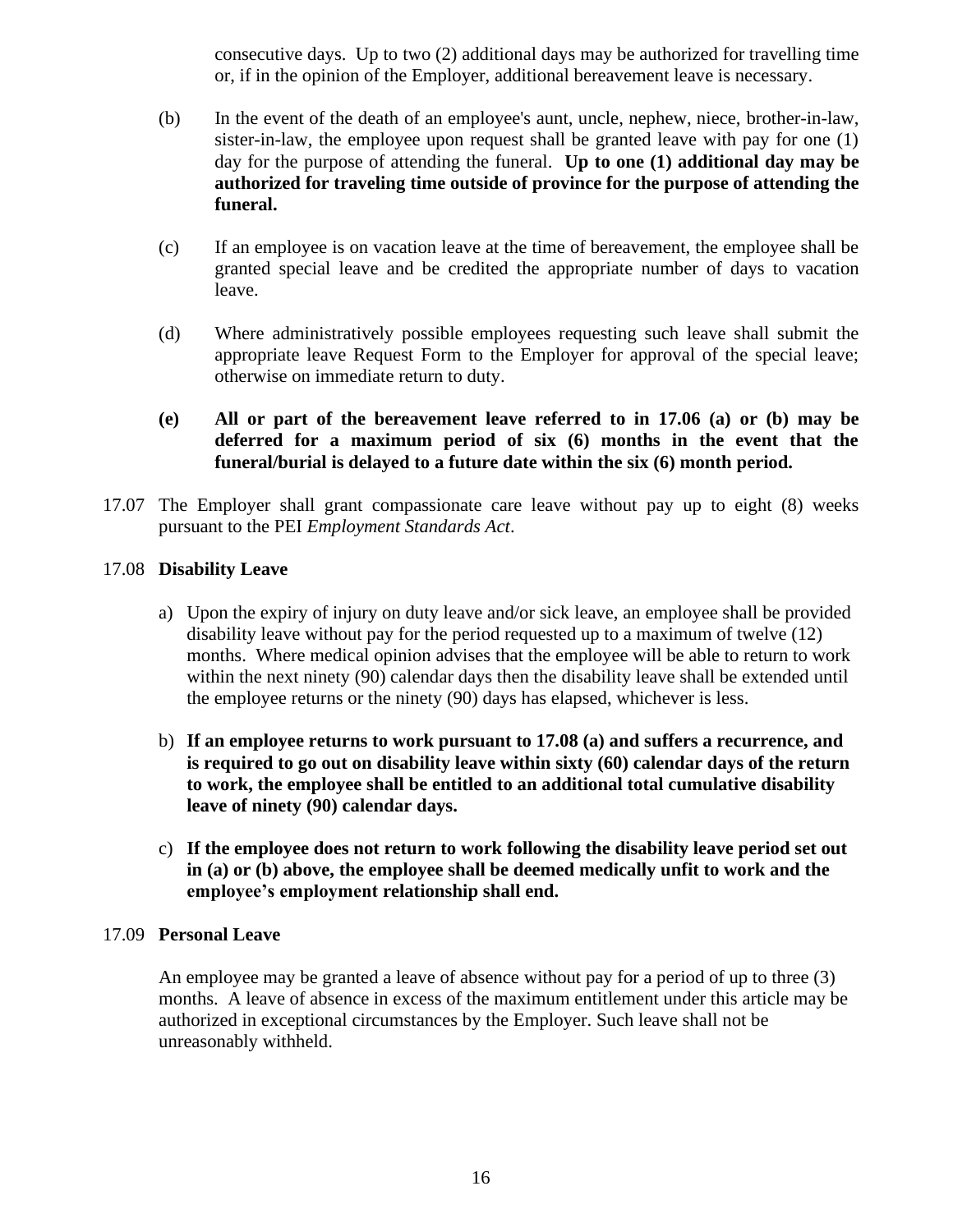consecutive days. Up to two (2) additional days may be authorized for travelling time or, if in the opinion of the Employer, additional bereavement leave is necessary.

(b) In the event of the death of an employee's aunt, uncle, nephew, niece, brother-in-law, sister-in-law, the employee upon request shall be granted leave with pay for one (1) day for the purpose of attending the funeral. **Up to one (1) additional day may be authorized for traveling time outside of province for the purpose of attending the funeral.**

(c) If an employee is on vacation leave at the time of bereavement, the employee shall be granted special leave and be credited the appropriate number of days to vacation leave.

(d) Where administratively possible employees requesting such leave shall submit the appropriate leave Request Form to the Employer for approval of the special leave; otherwise on immediate return to duty.

**(e) All or part of the bereavement leave referred to in 17.06 (a) or (b) may be deferred for a maximum period of six (6) months in the event that the funeral/burial is delayed to a future date within the six (6) month period.**

17.07 The Employer shall grant compassionate care leave without pay up to eight (8) weeks pursuant to the PEI *Employment Standards Act*.

17.08 **Disability Leave**

a) Upon the expiry of injury on duty leave and/or sick leave, an employee shall be provided disability leave without pay for the period requested up to a maximum of twelve (12) months. Where medical opinion advises that the employee will be able to return to work within the next ninety (90) calendar days then the disability leave shall be extended until the employee returns or the ninety (90) days has elapsed, whichever is less.

b) **If an employee returns to work pursuant to 17.08 (a) and suffers a recurrence, and is required to go out on disability leave within sixty (60) calendar days of the return to work, the employee shall be entitled to an additional total cumulative disability leave of ninety (90) calendar days.**

c) **If the employee does not return to work following the disability leave period set out in (a) or (b) above, the employee shall be deemed medically unfit to work and the employee's employment relationship shall end.**

17.09 **Personal Leave**

An employee may be granted a leave of absence without pay for a period of up to three (3) months. A leave of absence in excess of the maximum entitlement under this article may be authorized in exceptional circumstances by the Employer. Such leave shall not be unreasonably withheld.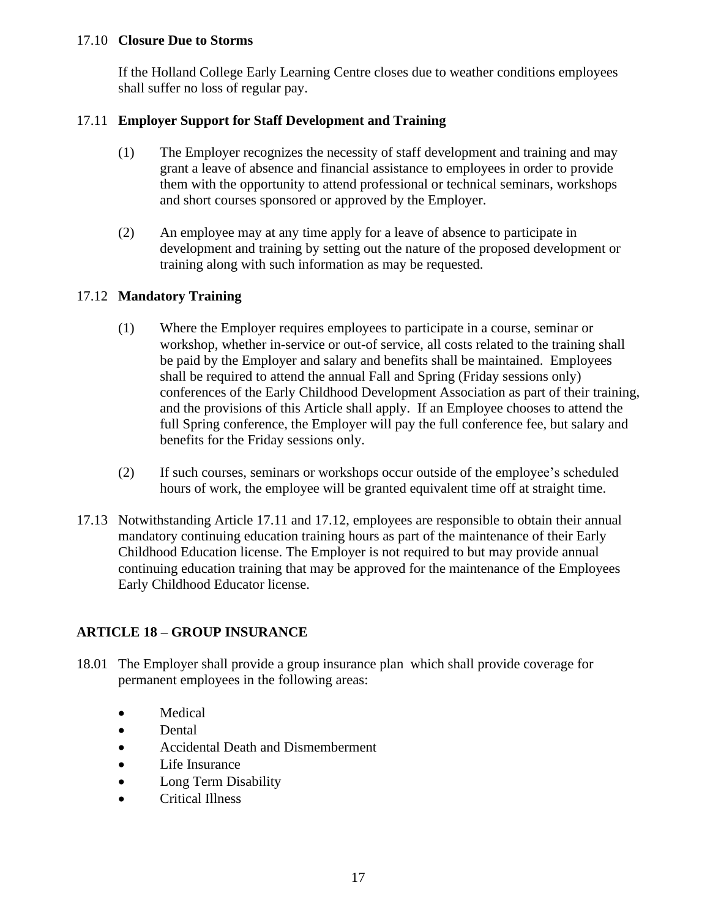17.10 **Closure Due to Storms**

If the Holland College Early Learning Centre closes due to weather conditions employees shall suffer no loss of regular pay.

17.11 **Employer Support for Staff Development and Training**

(1) The Employer recognizes the necessity of staff development and training and may grant a leave of absence and financial assistance to employees in order to provide them with the opportunity to attend professional or technical seminars, workshops and short courses sponsored or approved by the Employer.

(2) An employee may at any time apply for a leave of absence to participate in development and training by setting out the nature of the proposed development or training along with such information as may be requested.

17.12 **Mandatory Training**

(1) Where the Employer requires employees to participate in a course, seminar or workshop, whether in-service or out-of service, all costs related to the training shall be paid by the Employer and salary and benefits shall be maintained. Employees shall be required to attend the annual Fall and Spring (Friday sessions only) conferences of the Early Childhood Development Association as part of their training, and the provisions of this Article shall apply. If an Employee chooses to attend the full Spring conference, the Employer will pay the full conference fee, but salary and benefits for the Friday sessions only.

(2) If such courses, seminars or workshops occur outside of the employee's scheduled hours of work, the employee will be granted equivalent time off at straight time.

17.13 Notwithstanding Article 17.11 and 17.12, employees are responsible to obtain their annual mandatory continuing education training hours as part of the maintenance of their Early Childhood Education license. The Employer is not required to but may provide annual continuing education training that may be approved for the maintenance of the Employees Early Childhood Educator license.

## ARTICLE 18 – GROUP INSURANCE

18.01 The Employer shall provide a group insurance plan which shall provide coverage for permanent employees in the following areas:

- Medical
- Dental
- Accidental Death and Dismemberment
- Life Insurance
- Long Term Disability
- Critical Illness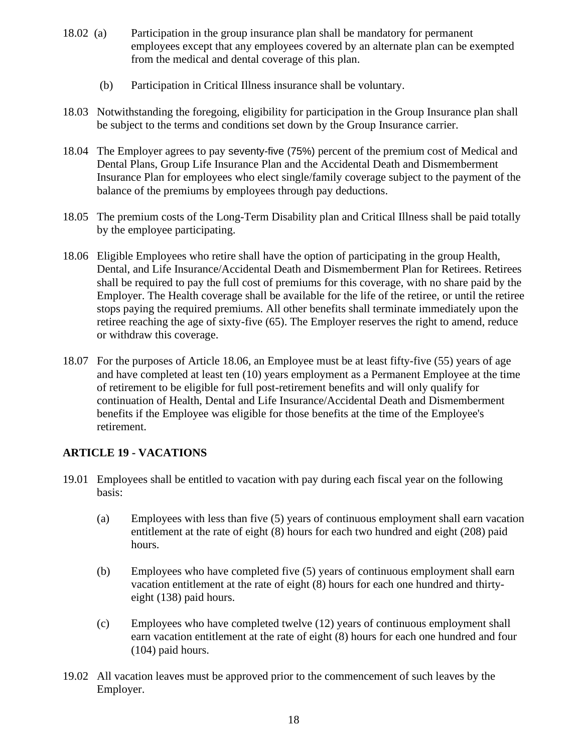18.02 (a) Participation in the group insurance plan shall be mandatory for permanent employees except that any employees covered by an alternate plan can be exempted from the medical and dental coverage of this plan.

(b) Participation in Critical Illness insurance shall be voluntary.

18.03 Notwithstanding the foregoing, eligibility for participation in the Group Insurance plan shall be subject to the terms and conditions set down by the Group Insurance carrier.

18.04 The Employer agrees to pay seventy-five (75%) percent of the premium cost of Medical and Dental Plans, Group Life Insurance Plan and the Accidental Death and Dismemberment Insurance Plan for employees who elect single/family coverage subject to the payment of the balance of the premiums by employees through pay deductions.

18.05 The premium costs of the Long-Term Disability plan and Critical Illness shall be paid totally by the employee participating.

18.06 Eligible Employees who retire shall have the option of participating in the group Health, Dental, and Life Insurance/Accidental Death and Dismemberment Plan for Retirees. Retirees shall be required to pay the full cost of premiums for this coverage, with no share paid by the Employer. The Health coverage shall be available for the life of the retiree, or until the retiree stops paying the required premiums. All other benefits shall terminate immediately upon the retiree reaching the age of sixty-five (65). The Employer reserves the right to amend, reduce or withdraw this coverage.

18.07 For the purposes of Article 18.06, an Employee must be at least fifty-five (55) years of age and have completed at least ten (10) years employment as a Permanent Employee at the time of retirement to be eligible for full post-retirement benefits and will only qualify for continuation of Health, Dental and Life Insurance/Accidental Death and Dismemberment benefits if the Employee was eligible for those benefits at the time of the Employee's retirement.

## ARTICLE 19 - VACATIONS

19.01 Employees shall be entitled to vacation with pay during each fiscal year on the following basis:

(a) Employees with less than five (5) years of continuous employment shall earn vacation entitlement at the rate of eight (8) hours for each two hundred and eight (208) paid hours.

(b) Employees who have completed five (5) years of continuous employment shall earn vacation entitlement at the rate of eight (8) hours for each one hundred and thirty-eight (138) paid hours.

(c) Employees who have completed twelve (12) years of continuous employment shall earn vacation entitlement at the rate of eight (8) hours for each one hundred and four (104) paid hours.

19.02 All vacation leaves must be approved prior to the commencement of such leaves by the Employer.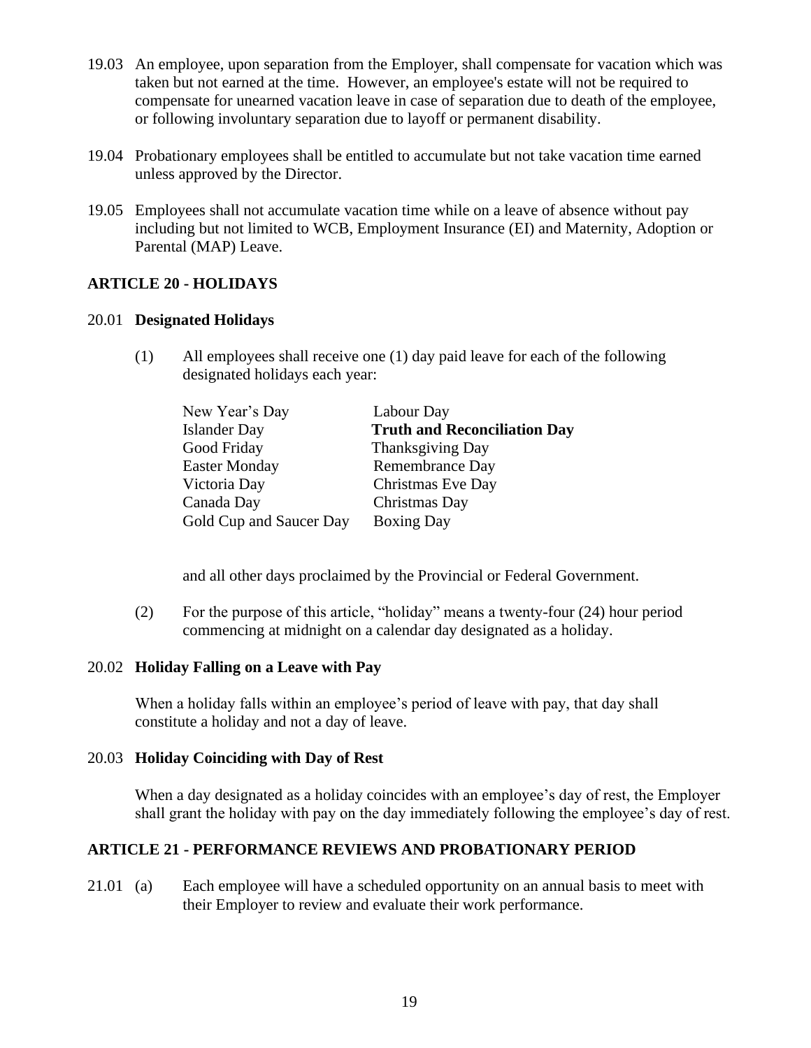19.03 An employee, upon separation from the Employer, shall compensate for vacation which was taken but not earned at the time. However, an employee's estate will not be required to compensate for unearned vacation leave in case of separation due to death of the employee, or following involuntary separation due to layoff or permanent disability.

19.04 Probationary employees shall be entitled to accumulate but not take vacation time earned unless approved by the Director.

19.05 Employees shall not accumulate vacation time while on a leave of absence without pay including but not limited to WCB, Employment Insurance (EI) and Maternity, Adoption or Parental (MAP) Leave.

## ARTICLE 20 - HOLIDAYS

20.01 **Designated Holidays**

(1) All employees shall receive one (1) day paid leave for each of the following designated holidays each year:

| | |
|---|---|
| New Year's Day | Labour Day |
| Islander Day | **Truth and Reconciliation Day** |
| Good Friday | Thanksgiving Day |
| Easter Monday | Remembrance Day |
| Victoria Day | Christmas Eve Day |
| Canada Day | Christmas Day |
| Gold Cup and Saucer Day | Boxing Day |

and all other days proclaimed by the Provincial or Federal Government.

(2) For the purpose of this article, "holiday" means a twenty-four (24) hour period commencing at midnight on a calendar day designated as a holiday.

20.02 **Holiday Falling on a Leave with Pay**

When a holiday falls within an employee's period of leave with pay, that day shall constitute a holiday and not a day of leave.

20.03 **Holiday Coinciding with Day of Rest**

When a day designated as a holiday coincides with an employee's day of rest, the Employer shall grant the holiday with pay on the day immediately following the employee's day of rest.

## ARTICLE 21 - PERFORMANCE REVIEWS AND PROBATIONARY PERIOD

21.01 (a) Each employee will have a scheduled opportunity on an annual basis to meet with their Employer to review and evaluate their work performance.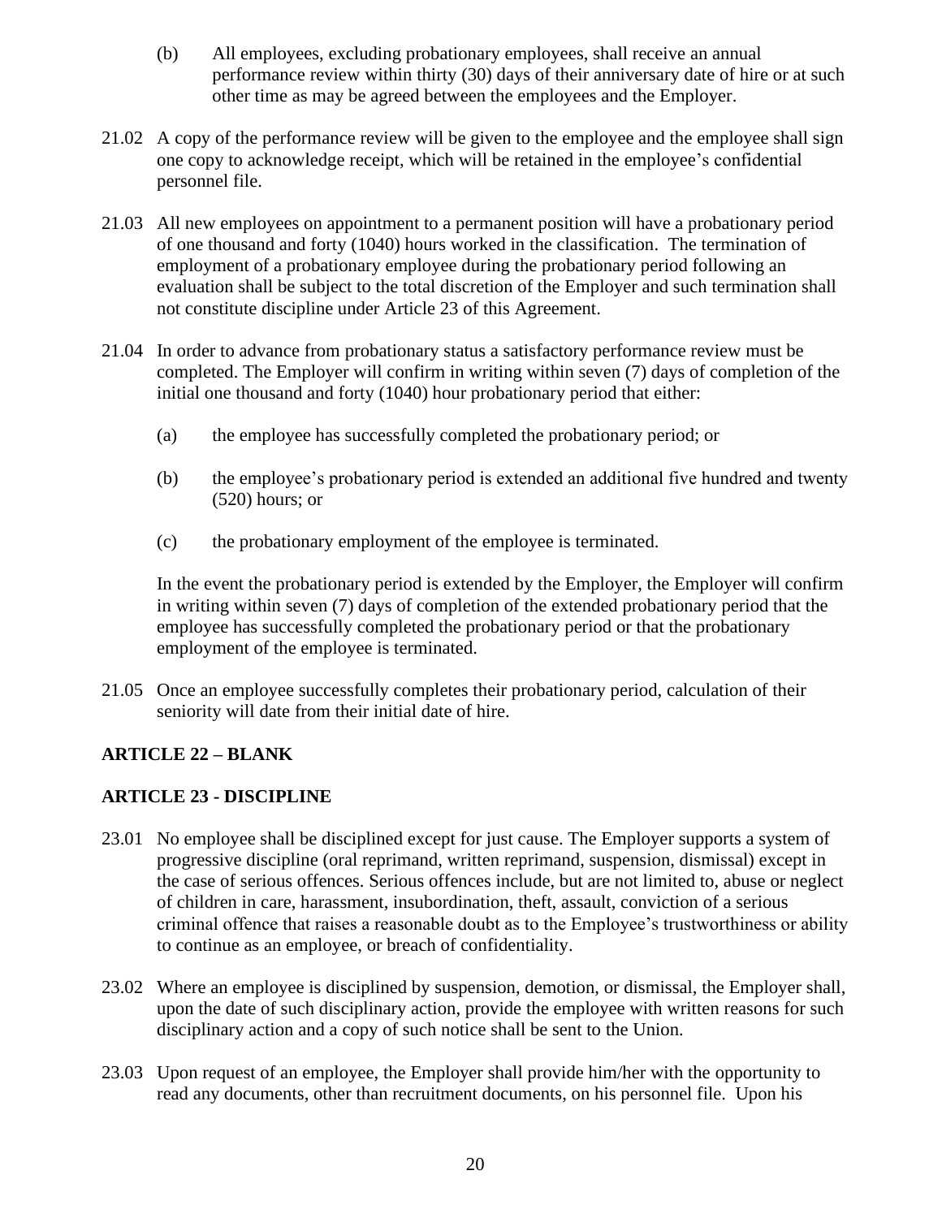(b) All employees, excluding probationary employees, shall receive an annual performance review within thirty (30) days of their anniversary date of hire or at such other time as may be agreed between the employees and the Employer.

21.02 A copy of the performance review will be given to the employee and the employee shall sign one copy to acknowledge receipt, which will be retained in the employee's confidential personnel file.

21.03 All new employees on appointment to a permanent position will have a probationary period of one thousand and forty (1040) hours worked in the classification. The termination of employment of a probationary employee during the probationary period following an evaluation shall be subject to the total discretion of the Employer and such termination shall not constitute discipline under Article 23 of this Agreement.

21.04 In order to advance from probationary status a satisfactory performance review must be completed. The Employer will confirm in writing within seven (7) days of completion of the initial one thousand and forty (1040) hour probationary period that either:

(a) the employee has successfully completed the probationary period; or

(b) the employee's probationary period is extended an additional five hundred and twenty (520) hours; or

(c) the probationary employment of the employee is terminated.

In the event the probationary period is extended by the Employer, the Employer will confirm in writing within seven (7) days of completion of the extended probationary period that the employee has successfully completed the probationary period or that the probationary employment of the employee is terminated.

21.05 Once an employee successfully completes their probationary period, calculation of their seniority will date from their initial date of hire.

## ARTICLE 22 – BLANK

## ARTICLE 23 - DISCIPLINE

23.01 No employee shall be disciplined except for just cause. The Employer supports a system of progressive discipline (oral reprimand, written reprimand, suspension, dismissal) except in the case of serious offences. Serious offences include, but are not limited to, abuse or neglect of children in care, harassment, insubordination, theft, assault, conviction of a serious criminal offence that raises a reasonable doubt as to the Employee's trustworthiness or ability to continue as an employee, or breach of confidentiality.

23.02 Where an employee is disciplined by suspension, demotion, or dismissal, the Employer shall, upon the date of such disciplinary action, provide the employee with written reasons for such disciplinary action and a copy of such notice shall be sent to the Union.

23.03 Upon request of an employee, the Employer shall provide him/her with the opportunity to read any documents, other than recruitment documents, on his personnel file. Upon his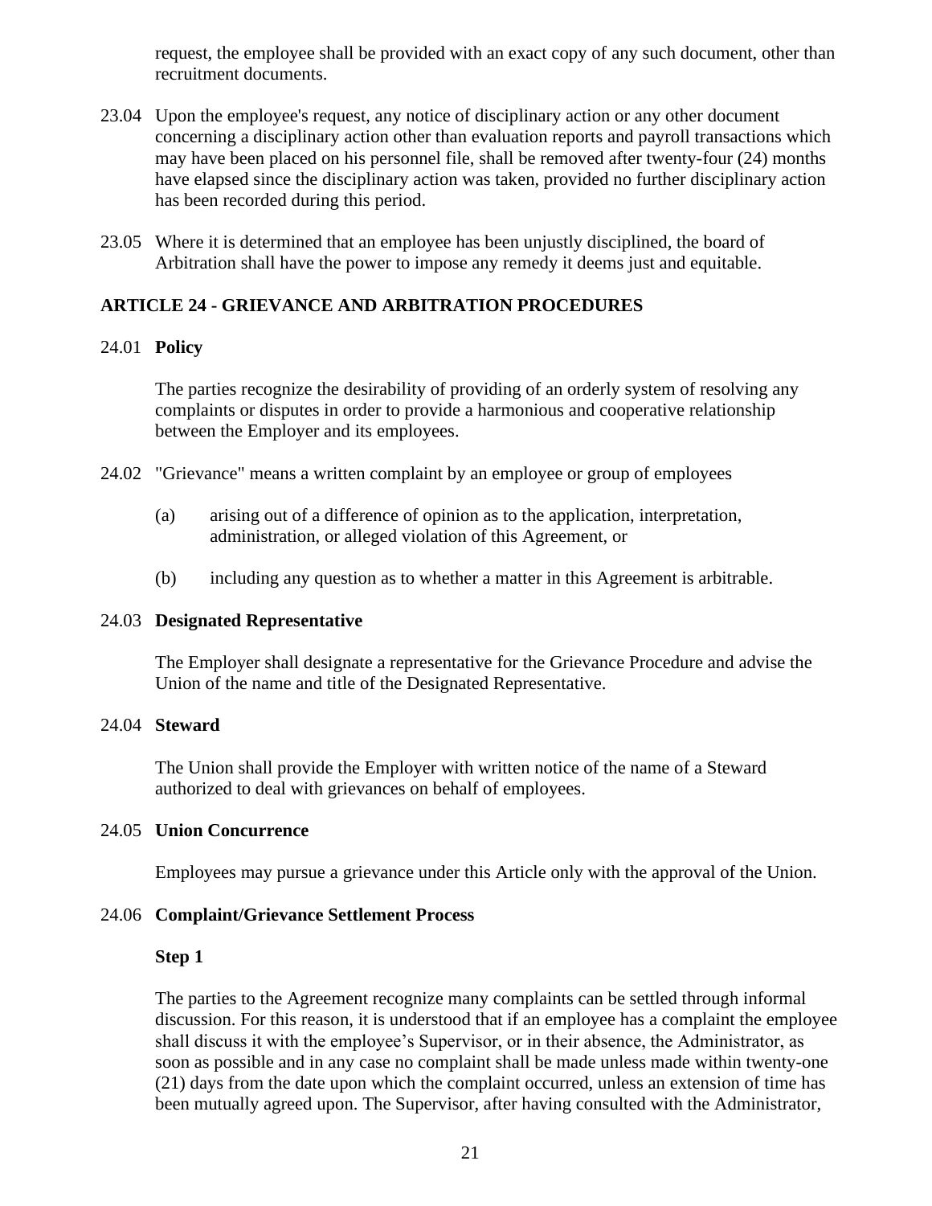request, the employee shall be provided with an exact copy of any such document, other than recruitment documents.

23.04 Upon the employee's request, any notice of disciplinary action or any other document concerning a disciplinary action other than evaluation reports and payroll transactions which may have been placed on his personnel file, shall be removed after twenty-four (24) months have elapsed since the disciplinary action was taken, provided no further disciplinary action has been recorded during this period.

23.05 Where it is determined that an employee has been unjustly disciplined, the board of Arbitration shall have the power to impose any remedy it deems just and equitable.

## ARTICLE 24 - GRIEVANCE AND ARBITRATION PROCEDURES

24.01 **Policy**

The parties recognize the desirability of providing of an orderly system of resolving any complaints or disputes in order to provide a harmonious and cooperative relationship between the Employer and its employees.

24.02 "Grievance" means a written complaint by an employee or group of employees

(a) arising out of a difference of opinion as to the application, interpretation, administration, or alleged violation of this Agreement, or

(b) including any question as to whether a matter in this Agreement is arbitrable.

24.03 **Designated Representative**

The Employer shall designate a representative for the Grievance Procedure and advise the Union of the name and title of the Designated Representative.

24.04 **Steward**

The Union shall provide the Employer with written notice of the name of a Steward authorized to deal with grievances on behalf of employees.

24.05 **Union Concurrence**

Employees may pursue a grievance under this Article only with the approval of the Union.

24.06 **Complaint/Grievance Settlement Process**

**Step 1**

The parties to the Agreement recognize many complaints can be settled through informal discussion. For this reason, it is understood that if an employee has a complaint the employee shall discuss it with the employee’s Supervisor, or in their absence, the Administrator, as soon as possible and in any case no complaint shall be made unless made within twenty-one (21) days from the date upon which the complaint occurred, unless an extension of time has been mutually agreed upon. The Supervisor, after having consulted with the Administrator,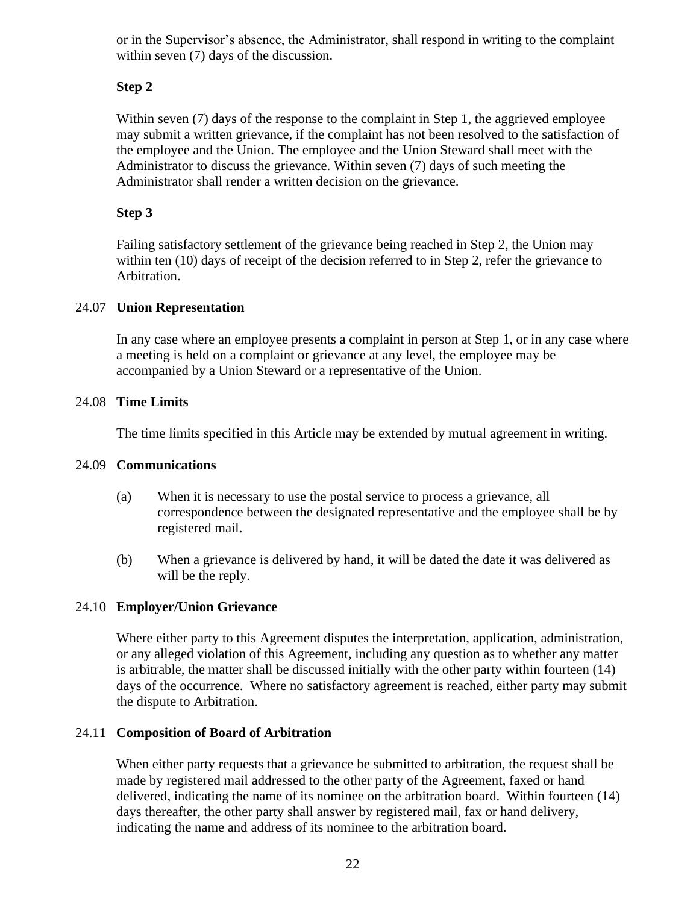or in the Supervisor's absence, the Administrator, shall respond in writing to the complaint within seven (7) days of the discussion.

**Step 2**

Within seven (7) days of the response to the complaint in Step 1, the aggrieved employee may submit a written grievance, if the complaint has not been resolved to the satisfaction of the employee and the Union. The employee and the Union Steward shall meet with the Administrator to discuss the grievance. Within seven (7) days of such meeting the Administrator shall render a written decision on the grievance.

**Step 3**

Failing satisfactory settlement of the grievance being reached in Step 2, the Union may within ten (10) days of receipt of the decision referred to in Step 2, refer the grievance to Arbitration.

24.07 **Union Representation**

In any case where an employee presents a complaint in person at Step 1, or in any case where a meeting is held on a complaint or grievance at any level, the employee may be accompanied by a Union Steward or a representative of the Union.

24.08 **Time Limits**

The time limits specified in this Article may be extended by mutual agreement in writing.

24.09 **Communications**

(a) When it is necessary to use the postal service to process a grievance, all correspondence between the designated representative and the employee shall be by registered mail.

(b) When a grievance is delivered by hand, it will be dated the date it was delivered as will be the reply.

24.10 **Employer/Union Grievance**

Where either party to this Agreement disputes the interpretation, application, administration, or any alleged violation of this Agreement, including any question as to whether any matter is arbitrable, the matter shall be discussed initially with the other party within fourteen (14) days of the occurrence. Where no satisfactory agreement is reached, either party may submit the dispute to Arbitration.

24.11 **Composition of Board of Arbitration**

When either party requests that a grievance be submitted to arbitration, the request shall be made by registered mail addressed to the other party of the Agreement, faxed or hand delivered, indicating the name of its nominee on the arbitration board. Within fourteen (14) days thereafter, the other party shall answer by registered mail, fax or hand delivery, indicating the name and address of its nominee to the arbitration board.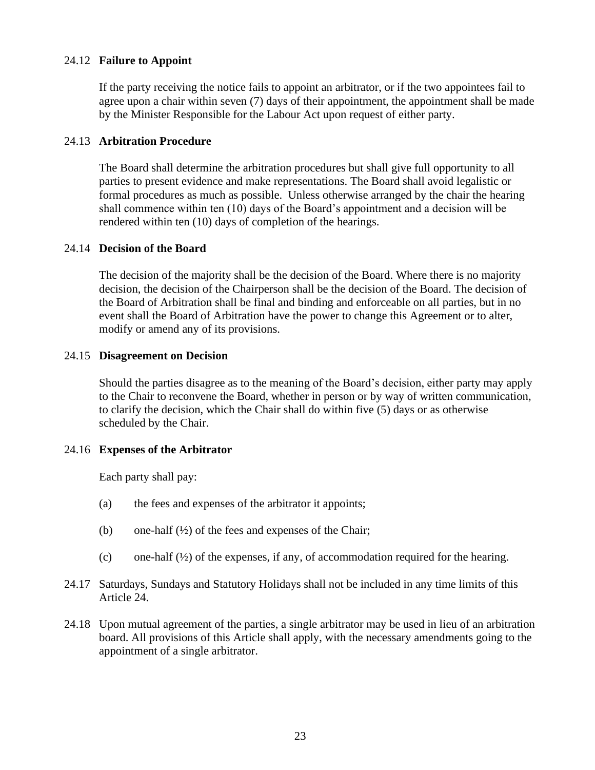### 24.12 **Failure to Appoint**

If the party receiving the notice fails to appoint an arbitrator, or if the two appointees fail to agree upon a chair within seven (7) days of their appointment, the appointment shall be made by the Minister Responsible for the Labour Act upon request of either party.

### 24.13 **Arbitration Procedure**

The Board shall determine the arbitration procedures but shall give full opportunity to all parties to present evidence and make representations. The Board shall avoid legalistic or formal procedures as much as possible. Unless otherwise arranged by the chair the hearing shall commence within ten (10) days of the Board's appointment and a decision will be rendered within ten (10) days of completion of the hearings.

### 24.14 **Decision of the Board**

The decision of the majority shall be the decision of the Board. Where there is no majority decision, the decision of the Chairperson shall be the decision of the Board. The decision of the Board of Arbitration shall be final and binding and enforceable on all parties, but in no event shall the Board of Arbitration have the power to change this Agreement or to alter, modify or amend any of its provisions.

### 24.15 **Disagreement on Decision**

Should the parties disagree as to the meaning of the Board's decision, either party may apply to the Chair to reconvene the Board, whether in person or by way of written communication, to clarify the decision, which the Chair shall do within five (5) days or as otherwise scheduled by the Chair.

### 24.16 **Expenses of the Arbitrator**

Each party shall pay:

(a) the fees and expenses of the arbitrator it appoints;

(b) one-half (½) of the fees and expenses of the Chair;

(c) one-half (½) of the expenses, if any, of accommodation required for the hearing.

24.17 Saturdays, Sundays and Statutory Holidays shall not be included in any time limits of this Article 24.

24.18 Upon mutual agreement of the parties, a single arbitrator may be used in lieu of an arbitration board. All provisions of this Article shall apply, with the necessary amendments going to the appointment of a single arbitrator.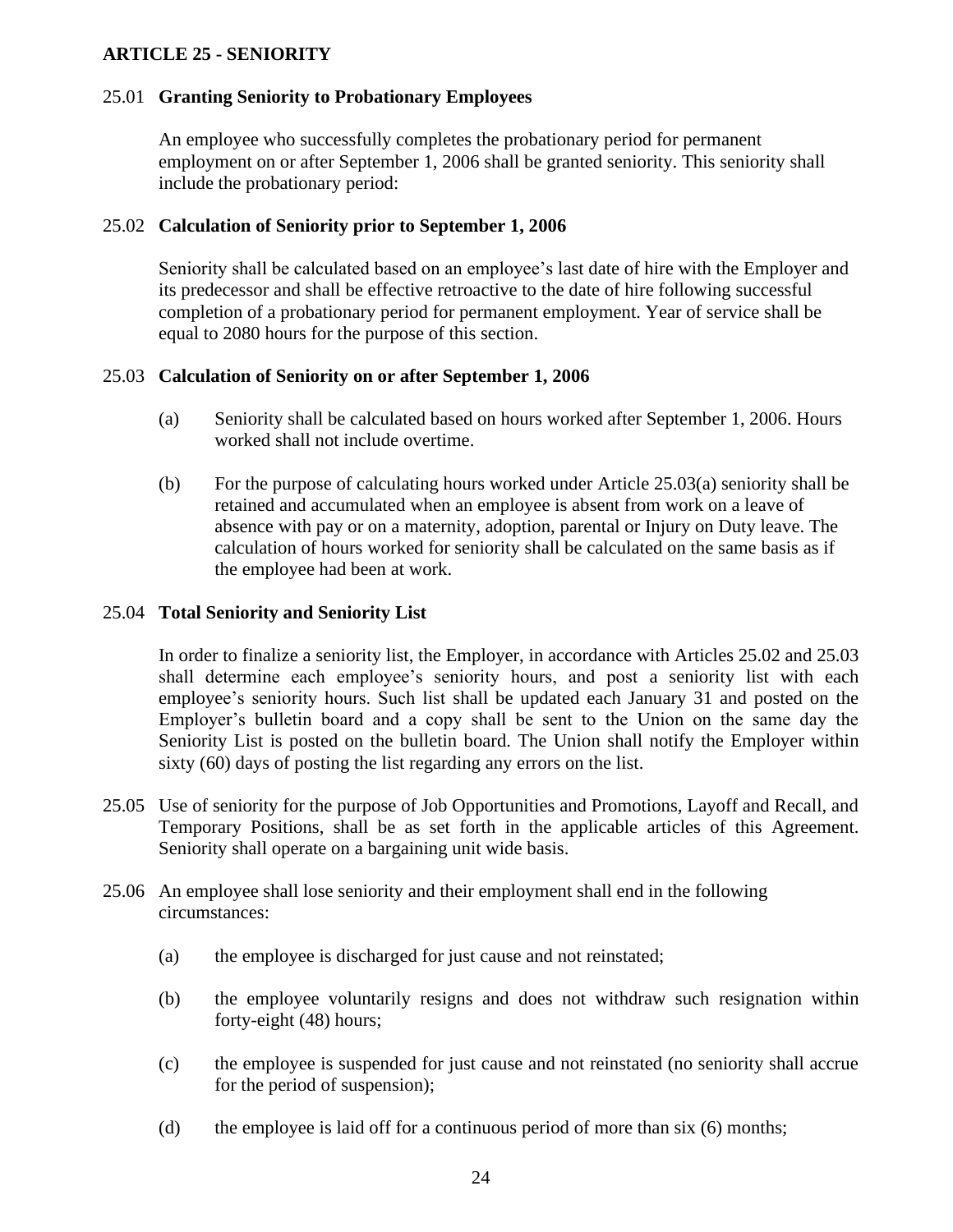## ARTICLE 25 - SENIORITY

25.01 **Granting Seniority to Probationary Employees**

An employee who successfully completes the probationary period for permanent employment on or after September 1, 2006 shall be granted seniority. This seniority shall include the probationary period:

25.02 **Calculation of Seniority prior to September 1, 2006**

Seniority shall be calculated based on an employee's last date of hire with the Employer and its predecessor and shall be effective retroactive to the date of hire following successful completion of a probationary period for permanent employment. Year of service shall be equal to 2080 hours for the purpose of this section.

25.03 **Calculation of Seniority on or after September 1, 2006**

(a) Seniority shall be calculated based on hours worked after September 1, 2006. Hours worked shall not include overtime.

(b) For the purpose of calculating hours worked under Article 25.03(a) seniority shall be retained and accumulated when an employee is absent from work on a leave of absence with pay or on a maternity, adoption, parental or Injury on Duty leave. The calculation of hours worked for seniority shall be calculated on the same basis as if the employee had been at work.

25.04 **Total Seniority and Seniority List**

In order to finalize a seniority list, the Employer, in accordance with Articles 25.02 and 25.03 shall determine each employee's seniority hours, and post a seniority list with each employee's seniority hours. Such list shall be updated each January 31 and posted on the Employer's bulletin board and a copy shall be sent to the Union on the same day the Seniority List is posted on the bulletin board. The Union shall notify the Employer within sixty (60) days of posting the list regarding any errors on the list.

25.05 Use of seniority for the purpose of Job Opportunities and Promotions, Layoff and Recall, and Temporary Positions, shall be as set forth in the applicable articles of this Agreement. Seniority shall operate on a bargaining unit wide basis.

25.06 An employee shall lose seniority and their employment shall end in the following circumstances:

(a) the employee is discharged for just cause and not reinstated;

(b) the employee voluntarily resigns and does not withdraw such resignation within forty-eight (48) hours;

(c) the employee is suspended for just cause and not reinstated (no seniority shall accrue for the period of suspension);

(d) the employee is laid off for a continuous period of more than six (6) months;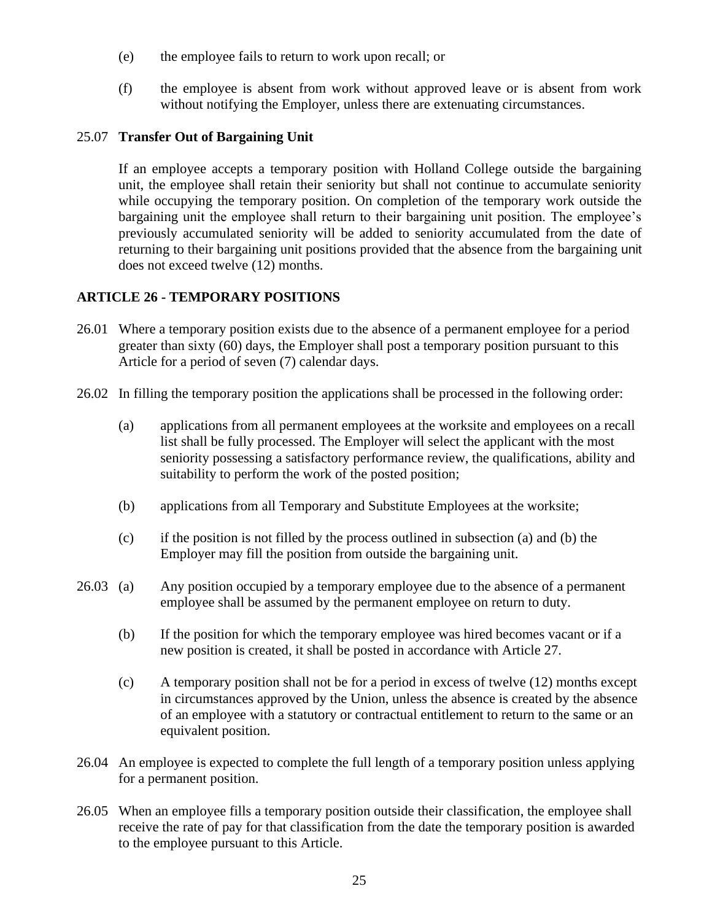(e) the employee fails to return to work upon recall; or

(f) the employee is absent from work without approved leave or is absent from work without notifying the Employer, unless there are extenuating circumstances.

25.07 **Transfer Out of Bargaining Unit**

If an employee accepts a temporary position with Holland College outside the bargaining unit, the employee shall retain their seniority but shall not continue to accumulate seniority while occupying the temporary position. On completion of the temporary work outside the bargaining unit the employee shall return to their bargaining unit position. The employee's previously accumulated seniority will be added to seniority accumulated from the date of returning to their bargaining unit positions provided that the absence from the bargaining unit does not exceed twelve (12) months.

## ARTICLE 26 - TEMPORARY POSITIONS

26.01 Where a temporary position exists due to the absence of a permanent employee for a period greater than sixty (60) days, the Employer shall post a temporary position pursuant to this Article for a period of seven (7) calendar days.

26.02 In filling the temporary position the applications shall be processed in the following order:

(a) applications from all permanent employees at the worksite and employees on a recall list shall be fully processed. The Employer will select the applicant with the most seniority possessing a satisfactory performance review, the qualifications, ability and suitability to perform the work of the posted position;

(b) applications from all Temporary and Substitute Employees at the worksite;

(c) if the position is not filled by the process outlined in subsection (a) and (b) the Employer may fill the position from outside the bargaining unit.

26.03 (a) Any position occupied by a temporary employee due to the absence of a permanent employee shall be assumed by the permanent employee on return to duty.

(b) If the position for which the temporary employee was hired becomes vacant or if a new position is created, it shall be posted in accordance with Article 27.

(c) A temporary position shall not be for a period in excess of twelve (12) months except in circumstances approved by the Union, unless the absence is created by the absence of an employee with a statutory or contractual entitlement to return to the same or an equivalent position.

26.04 An employee is expected to complete the full length of a temporary position unless applying for a permanent position.

26.05 When an employee fills a temporary position outside their classification, the employee shall receive the rate of pay for that classification from the date the temporary position is awarded to the employee pursuant to this Article.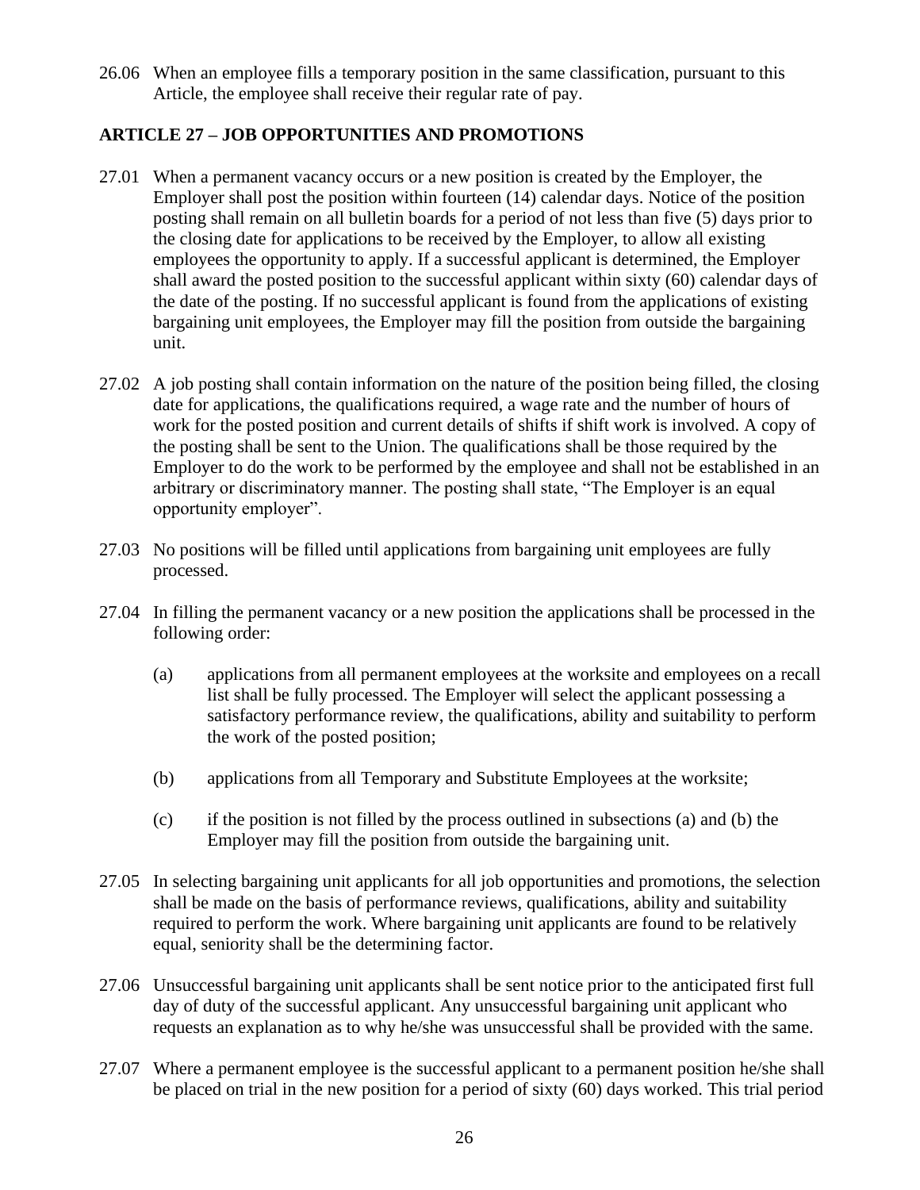26.06 When an employee fills a temporary position in the same classification, pursuant to this Article, the employee shall receive their regular rate of pay.

## ARTICLE 27 – JOB OPPORTUNITIES AND PROMOTIONS

27.01 When a permanent vacancy occurs or a new position is created by the Employer, the Employer shall post the position within fourteen (14) calendar days. Notice of the position posting shall remain on all bulletin boards for a period of not less than five (5) days prior to the closing date for applications to be received by the Employer, to allow all existing employees the opportunity to apply. If a successful applicant is determined, the Employer shall award the posted position to the successful applicant within sixty (60) calendar days of the date of the posting. If no successful applicant is found from the applications of existing bargaining unit employees, the Employer may fill the position from outside the bargaining unit.

27.02 A job posting shall contain information on the nature of the position being filled, the closing date for applications, the qualifications required, a wage rate and the number of hours of work for the posted position and current details of shifts if shift work is involved. A copy of the posting shall be sent to the Union. The qualifications shall be those required by the Employer to do the work to be performed by the employee and shall not be established in an arbitrary or discriminatory manner. The posting shall state, "The Employer is an equal opportunity employer".

27.03 No positions will be filled until applications from bargaining unit employees are fully processed.

27.04 In filling the permanent vacancy or a new position the applications shall be processed in the following order:

(a) applications from all permanent employees at the worksite and employees on a recall list shall be fully processed. The Employer will select the applicant possessing a satisfactory performance review, the qualifications, ability and suitability to perform the work of the posted position;

(b) applications from all Temporary and Substitute Employees at the worksite;

(c) if the position is not filled by the process outlined in subsections (a) and (b) the Employer may fill the position from outside the bargaining unit.

27.05 In selecting bargaining unit applicants for all job opportunities and promotions, the selection shall be made on the basis of performance reviews, qualifications, ability and suitability required to perform the work. Where bargaining unit applicants are found to be relatively equal, seniority shall be the determining factor.

27.06 Unsuccessful bargaining unit applicants shall be sent notice prior to the anticipated first full day of duty of the successful applicant. Any unsuccessful bargaining unit applicant who requests an explanation as to why he/she was unsuccessful shall be provided with the same.

27.07 Where a permanent employee is the successful applicant to a permanent position he/she shall be placed on trial in the new position for a period of sixty (60) days worked. This trial period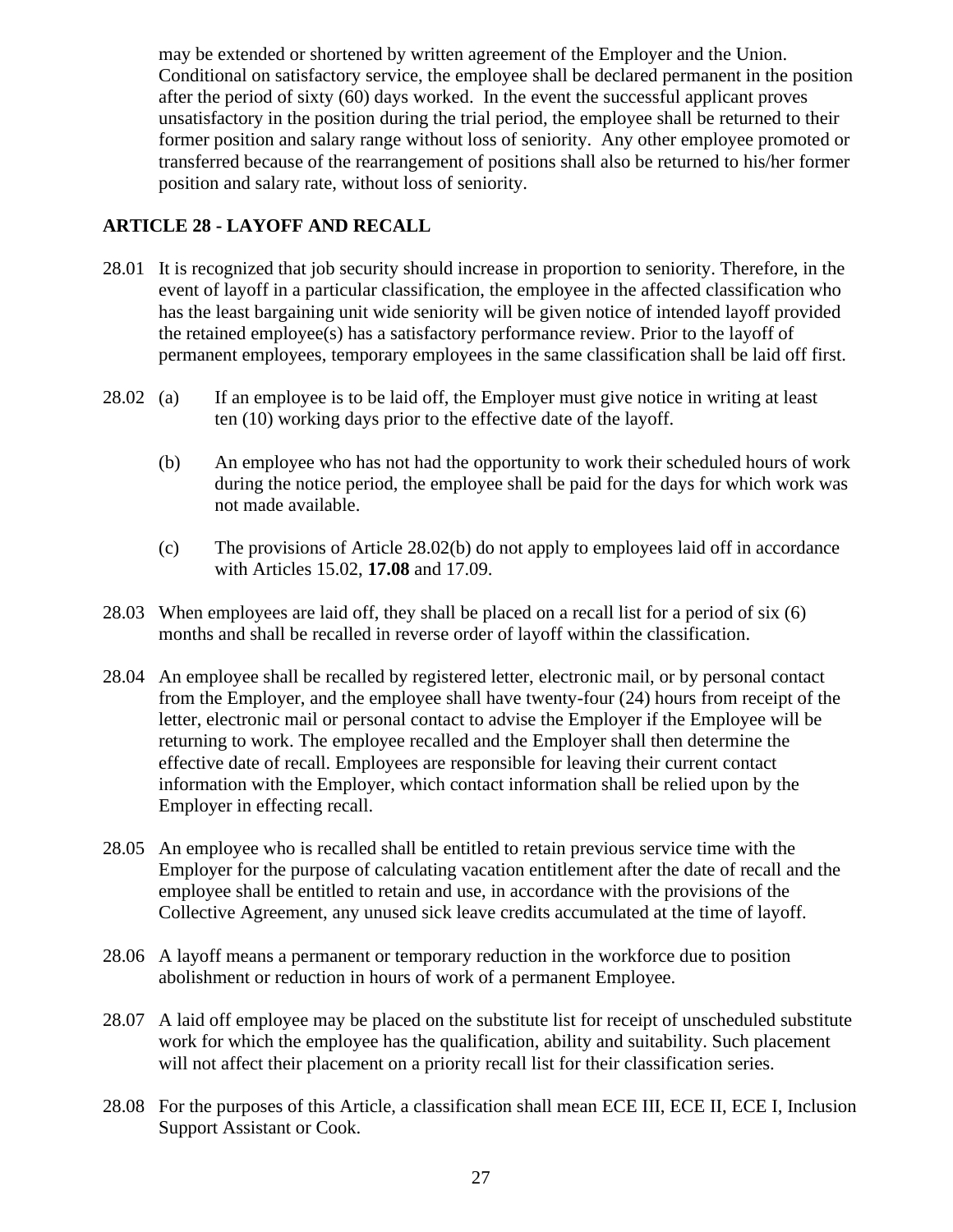may be extended or shortened by written agreement of the Employer and the Union. Conditional on satisfactory service, the employee shall be declared permanent in the position after the period of sixty (60) days worked. In the event the successful applicant proves unsatisfactory in the position during the trial period, the employee shall be returned to their former position and salary range without loss of seniority. Any other employee promoted or transferred because of the rearrangement of positions shall also be returned to his/her former position and salary rate, without loss of seniority.

## ARTICLE 28 - LAYOFF AND RECALL

28.01 It is recognized that job security should increase in proportion to seniority. Therefore, in the event of layoff in a particular classification, the employee in the affected classification who has the least bargaining unit wide seniority will be given notice of intended layoff provided the retained employee(s) has a satisfactory performance review. Prior to the layoff of permanent employees, temporary employees in the same classification shall be laid off first.

28.02 (a) If an employee is to be laid off, the Employer must give notice in writing at least ten (10) working days prior to the effective date of the layoff.

(b) An employee who has not had the opportunity to work their scheduled hours of work during the notice period, the employee shall be paid for the days for which work was not made available.

(c) The provisions of Article 28.02(b) do not apply to employees laid off in accordance with Articles 15.02, **17.08** and 17.09.

28.03 When employees are laid off, they shall be placed on a recall list for a period of six (6) months and shall be recalled in reverse order of layoff within the classification.

28.04 An employee shall be recalled by registered letter, electronic mail, or by personal contact from the Employer, and the employee shall have twenty-four (24) hours from receipt of the letter, electronic mail or personal contact to advise the Employer if the Employee will be returning to work. The employee recalled and the Employer shall then determine the effective date of recall. Employees are responsible for leaving their current contact information with the Employer, which contact information shall be relied upon by the Employer in effecting recall.

28.05 An employee who is recalled shall be entitled to retain previous service time with the Employer for the purpose of calculating vacation entitlement after the date of recall and the employee shall be entitled to retain and use, in accordance with the provisions of the Collective Agreement, any unused sick leave credits accumulated at the time of layoff.

28.06 A layoff means a permanent or temporary reduction in the workforce due to position abolishment or reduction in hours of work of a permanent Employee.

28.07 A laid off employee may be placed on the substitute list for receipt of unscheduled substitute work for which the employee has the qualification, ability and suitability. Such placement will not affect their placement on a priority recall list for their classification series.

28.08 For the purposes of this Article, a classification shall mean ECE III, ECE II, ECE I, Inclusion Support Assistant or Cook.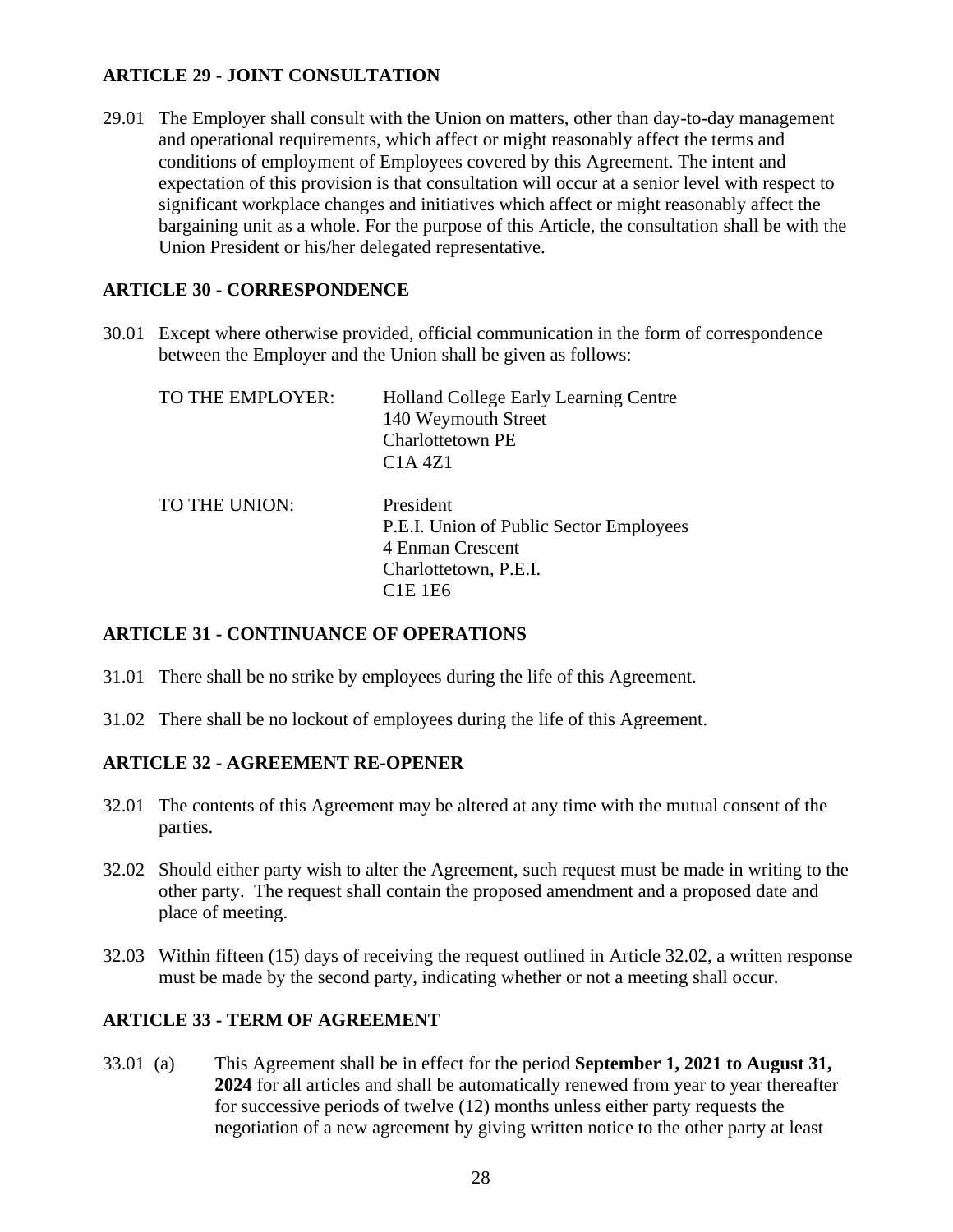## ARTICLE 29 - JOINT CONSULTATION

29.01 The Employer shall consult with the Union on matters, other than day-to-day management and operational requirements, which affect or might reasonably affect the terms and conditions of employment of Employees covered by this Agreement. The intent and expectation of this provision is that consultation will occur at a senior level with respect to significant workplace changes and initiatives which affect or might reasonably affect the bargaining unit as a whole. For the purpose of this Article, the consultation shall be with the Union President or his/her delegated representative.

## ARTICLE 30 - CORRESPONDENCE

30.01 Except where otherwise provided, official communication in the form of correspondence between the Employer and the Union shall be given as follows:

TO THE EMPLOYER:
Holland College Early Learning Centre
140 Weymouth Street
Charlottetown PE
C1A 4Z1

TO THE UNION:
President
P.E.I. Union of Public Sector Employees
4 Enman Crescent
Charlottetown, P.E.I.
C1E 1E6

## ARTICLE 31 - CONTINUANCE OF OPERATIONS

31.01 There shall be no strike by employees during the life of this Agreement.

31.02 There shall be no lockout of employees during the life of this Agreement.

## ARTICLE 32 - AGREEMENT RE-OPENER

32.01 The contents of this Agreement may be altered at any time with the mutual consent of the parties.

32.02 Should either party wish to alter the Agreement, such request must be made in writing to the other party. The request shall contain the proposed amendment and a proposed date and place of meeting.

32.03 Within fifteen (15) days of receiving the request outlined in Article 32.02, a written response must be made by the second party, indicating whether or not a meeting shall occur.

## ARTICLE 33 - TERM OF AGREEMENT

33.01 (a) This Agreement shall be in effect for the period **September 1, 2021 to August 31, 2024** for all articles and shall be automatically renewed from year to year thereafter for successive periods of twelve (12) months unless either party requests the negotiation of a new agreement by giving written notice to the other party at least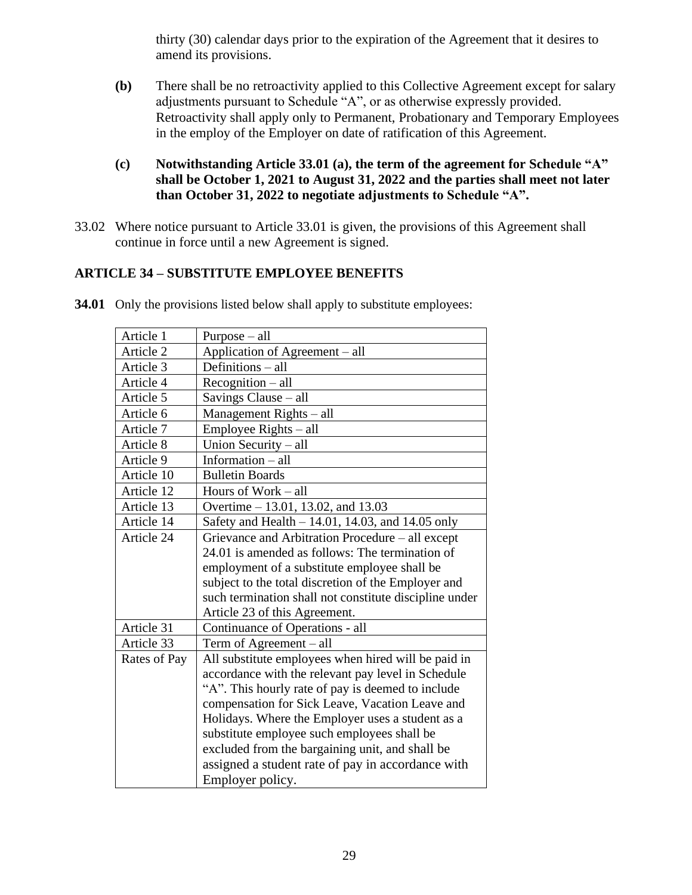thirty (30) calendar days prior to the expiration of the Agreement that it desires to amend its provisions.

**(b)** There shall be no retroactivity applied to this Collective Agreement except for salary adjustments pursuant to Schedule "A", or as otherwise expressly provided. Retroactivity shall apply only to Permanent, Probationary and Temporary Employees in the employ of the Employer on date of ratification of this Agreement.

**(c)** **Notwithstanding Article 33.01 (a), the term of the agreement for Schedule "A" shall be October 1, 2021 to August 31, 2022 and the parties shall meet not later than October 31, 2022 to negotiate adjustments to Schedule "A".**

33.02 Where notice pursuant to Article 33.01 is given, the provisions of this Agreement shall continue in force until a new Agreement is signed.

## ARTICLE 34 – SUBSTITUTE EMPLOYEE BENEFITS

**34.01** Only the provisions listed below shall apply to substitute employees:

| | |
|---|---|
| Article 1 | Purpose – all |
| Article 2 | Application of Agreement – all |
| Article 3 | Definitions – all |
| Article 4 | Recognition – all |
| Article 5 | Savings Clause – all |
| Article 6 | Management Rights – all |
| Article 7 | Employee Rights – all |
| Article 8 | Union Security – all |
| Article 9 | Information – all |
| Article 10 | Bulletin Boards |
| Article 12 | Hours of Work – all |
| Article 13 | Overtime – 13.01, 13.02, and 13.03 |
| Article 14 | Safety and Health – 14.01, 14.03, and 14.05 only |
| Article 24 | Grievance and Arbitration Procedure – all except 24.01 is amended as follows: The termination of employment of a substitute employee shall be subject to the total discretion of the Employer and such termination shall not constitute discipline under Article 23 of this Agreement. |
| Article 31 | Continuance of Operations - all |
| Article 33 | Term of Agreement – all |
| Rates of Pay | All substitute employees when hired will be paid in accordance with the relevant pay level in Schedule "A". This hourly rate of pay is deemed to include compensation for Sick Leave, Vacation Leave and Holidays. Where the Employer uses a student as a substitute employee such employees shall be excluded from the bargaining unit, and shall be assigned a student rate of pay in accordance with Employer policy. |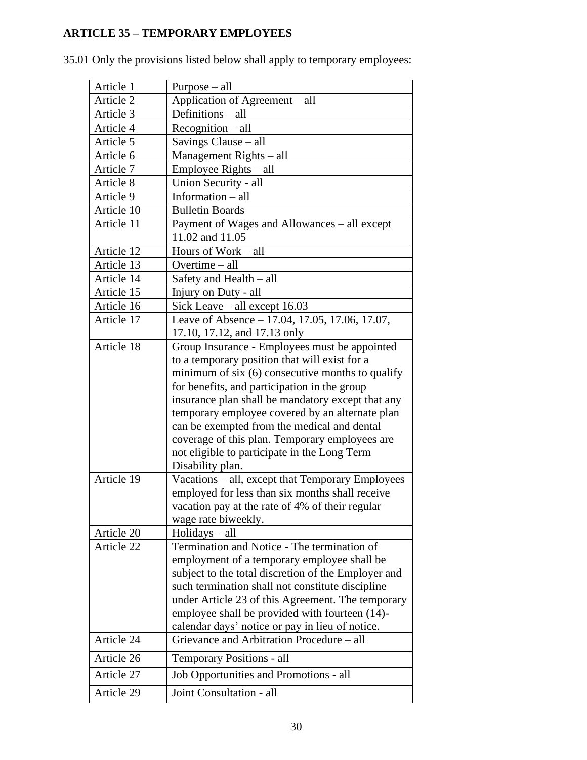## ARTICLE 35 – TEMPORARY EMPLOYEES

35.01 Only the provisions listed below shall apply to temporary employees:

| | |
|---|---|
| Article 1 | Purpose – all |
| Article 2 | Application of Agreement – all |
| Article 3 | Definitions – all |
| Article 4 | Recognition – all |
| Article 5 | Savings Clause – all |
| Article 6 | Management Rights – all |
| Article 7 | Employee Rights – all |
| Article 8 | Union Security - all |
| Article 9 | Information – all |
| Article 10 | Bulletin Boards |
| Article 11 | Payment of Wages and Allowances – all except 11.02 and 11.05 |
| Article 12 | Hours of Work – all |
| Article 13 | Overtime – all |
| Article 14 | Safety and Health – all |
| Article 15 | Injury on Duty - all |
| Article 16 | Sick Leave – all except 16.03 |
| Article 17 | Leave of Absence – 17.04, 17.05, 17.06, 17.07, 17.10, 17.12, and 17.13 only |
| Article 18 | Group Insurance - Employees must be appointed to a temporary position that will exist for a minimum of six (6) consecutive months to qualify for benefits, and participation in the group insurance plan shall be mandatory except that any temporary employee covered by an alternate plan can be exempted from the medical and dental coverage of this plan. Temporary employees are not eligible to participate in the Long Term Disability plan. |
| Article 19 | Vacations – all, except that Temporary Employees employed for less than six months shall receive vacation pay at the rate of 4% of their regular wage rate biweekly. |
| Article 20 | Holidays – all |
| Article 22 | Termination and Notice - The termination of employment of a temporary employee shall be subject to the total discretion of the Employer and such termination shall not constitute discipline under Article 23 of this Agreement. The temporary employee shall be provided with fourteen (14)-calendar days' notice or pay in lieu of notice. |
| Article 24 | Grievance and Arbitration Procedure – all |
| Article 26 | Temporary Positions - all |
| Article 27 | Job Opportunities and Promotions - all |
| Article 29 | Joint Consultation - all |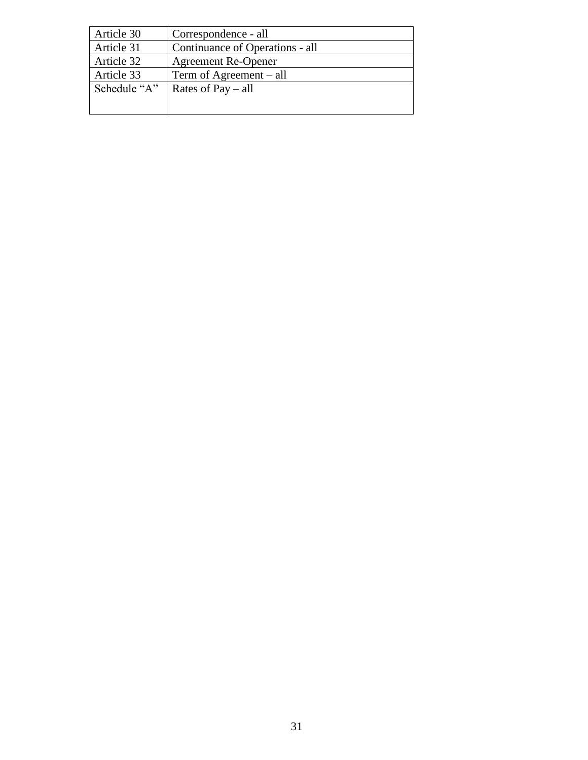| | |
|---|---|
| Article 30 | Correspondence - all |
| Article 31 | Continuance of Operations - all |
| Article 32 | Agreement Re-Opener |
| Article 33 | Term of Agreement – all |
| Schedule “A” | Rates of Pay – all |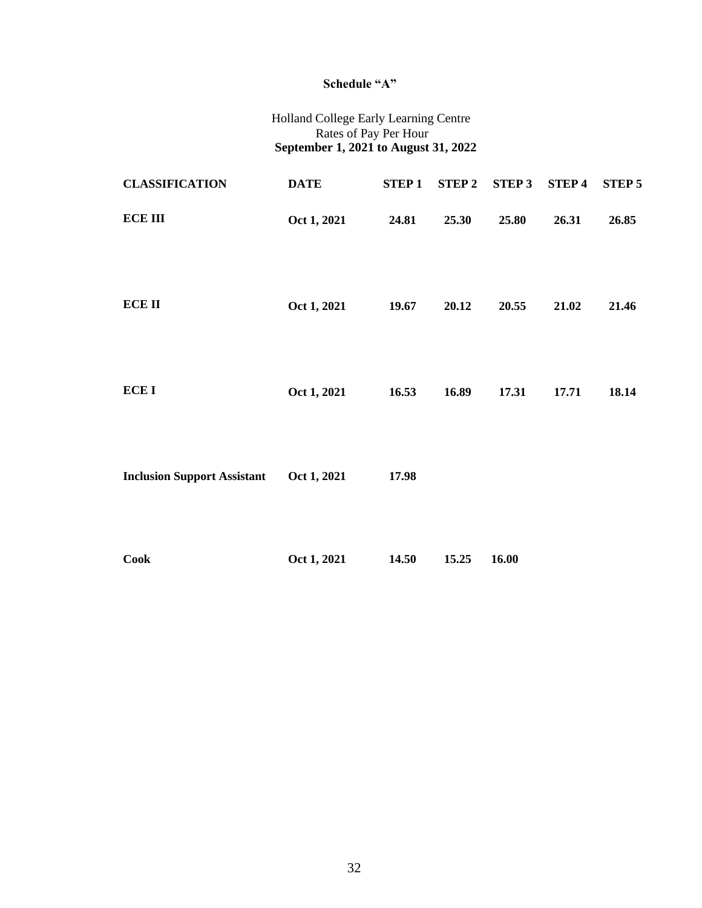## Schedule "A"

Holland College Early Learning Centre
Rates of Pay Per Hour
**September 1, 2021 to August 31, 2022**

| CLASSIFICATION | DATE | STEP 1 | STEP 2 | STEP 3 | STEP 4 | STEP 5 |
|---|---|---|---|---|---|---|
| **ECE III** | **Oct 1, 2021** | **24.81** | **25.30** | **25.80** | **26.31** | **26.85** |
| **ECE II** | **Oct 1, 2021** | **19.67** | **20.12** | **20.55** | **21.02** | **21.46** |
| **ECE I** | **Oct 1, 2021** | **16.53** | **16.89** | **17.31** | **17.71** | **18.14** |
| **Inclusion Support Assistant** | **Oct 1, 2021** | **17.98** | | | | |
| **Cook** | **Oct 1, 2021** | **14.50** | **15.25** | **16.00** | | |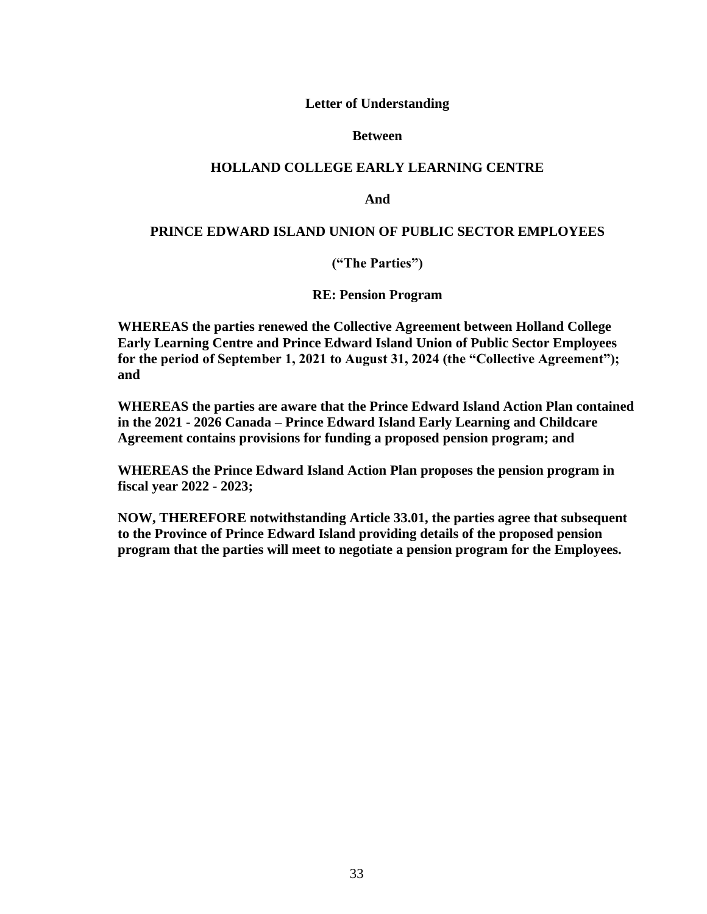**Letter of Understanding**

**Between**

**HOLLAND COLLEGE EARLY LEARNING CENTRE**

**And**

**PRINCE EDWARD ISLAND UNION OF PUBLIC SECTOR EMPLOYEES**

**("The Parties")**

**RE: Pension Program**

**WHEREAS the parties renewed the Collective Agreement between Holland College Early Learning Centre and Prince Edward Island Union of Public Sector Employees for the period of September 1, 2021 to August 31, 2024 (the "Collective Agreement"); and**

**WHEREAS the parties are aware that the Prince Edward Island Action Plan contained in the 2021 - 2026 Canada – Prince Edward Island Early Learning and Childcare Agreement contains provisions for funding a proposed pension program; and**

**WHEREAS the Prince Edward Island Action Plan proposes the pension program in fiscal year 2022 - 2023;**

**NOW, THEREFORE notwithstanding Article 33.01, the parties agree that subsequent to the Province of Prince Edward Island providing details of the proposed pension program that the parties will meet to negotiate a pension program for the Employees.**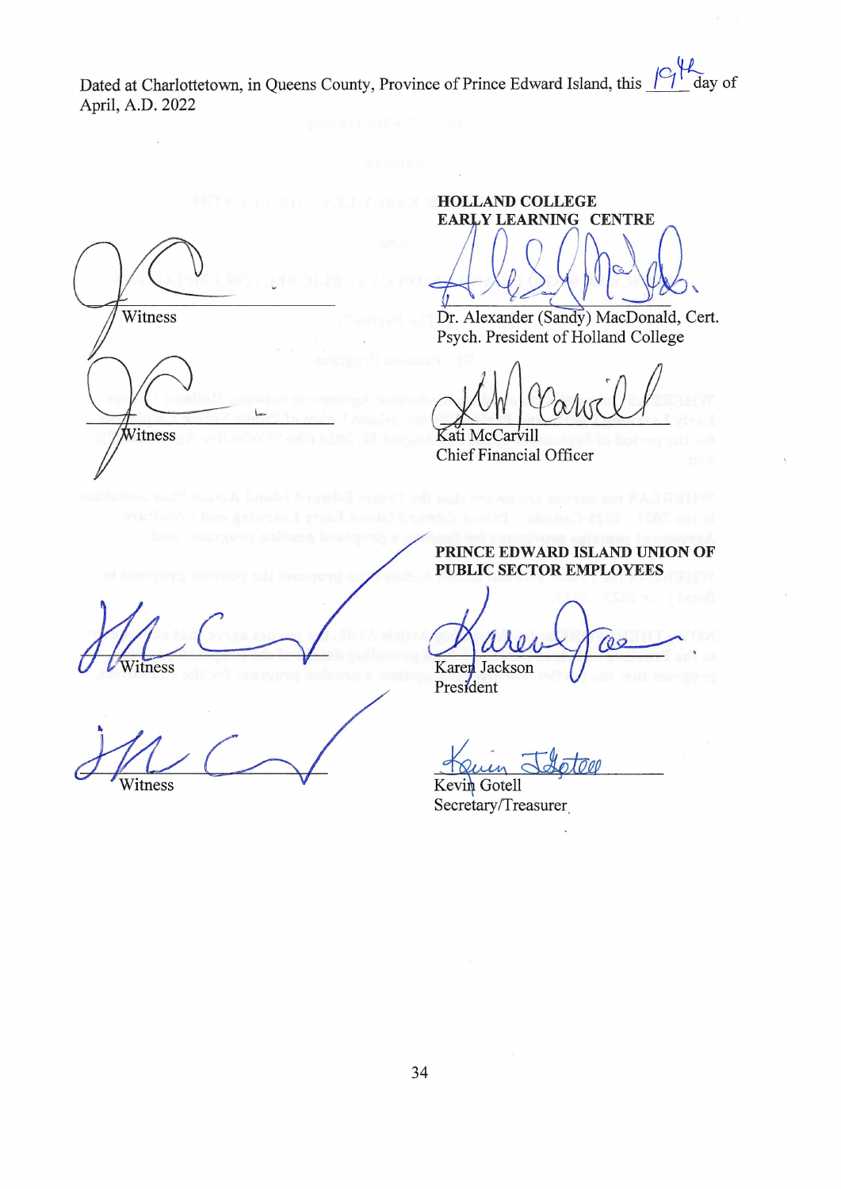Dated at Charlottetown, in Queens County, Province of Prince Edward Island, this 19th day of April, A.D. 2022

**HOLLAND COLLEGE EARLY LEARNING CENTRE**

Witness

Dr. Alexander (Sandy) MacDonald, Cert. Psych. President of Holland College

Witness

Kati McCarvill
Chief Financial Officer

**PRINCE EDWARD ISLAND UNION OF PUBLIC SECTOR EMPLOYEES**

Witness

Karen Jackson
President

Witness

Kevin Gotell
Secretary/Treasurer